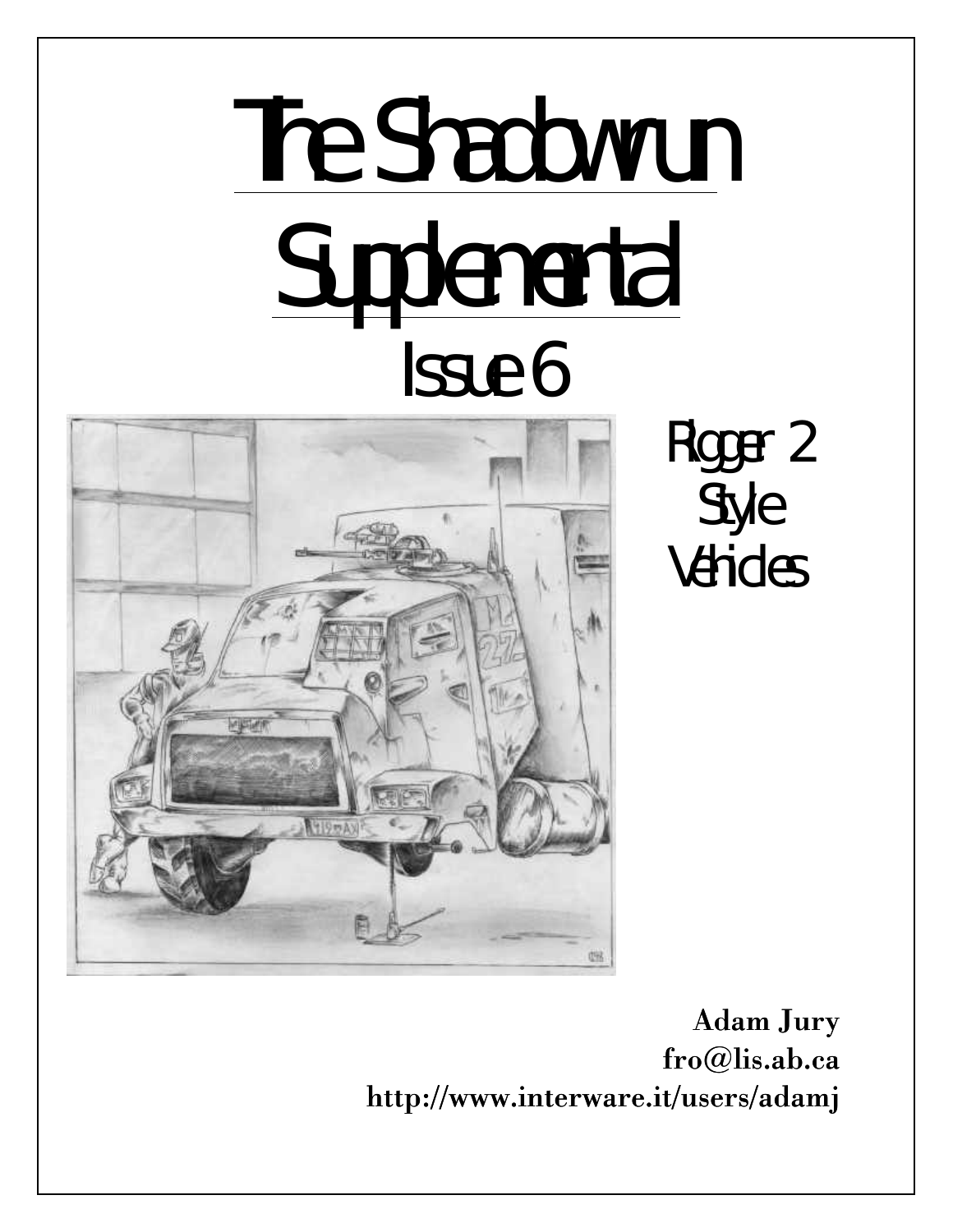# The Shadowrun Supplemental

## Issue 6

Rigger 2 Style Vehicles

**Adam Jury**
**fro@lis.ab.ca**
**http://www.interware.it/users/adamj**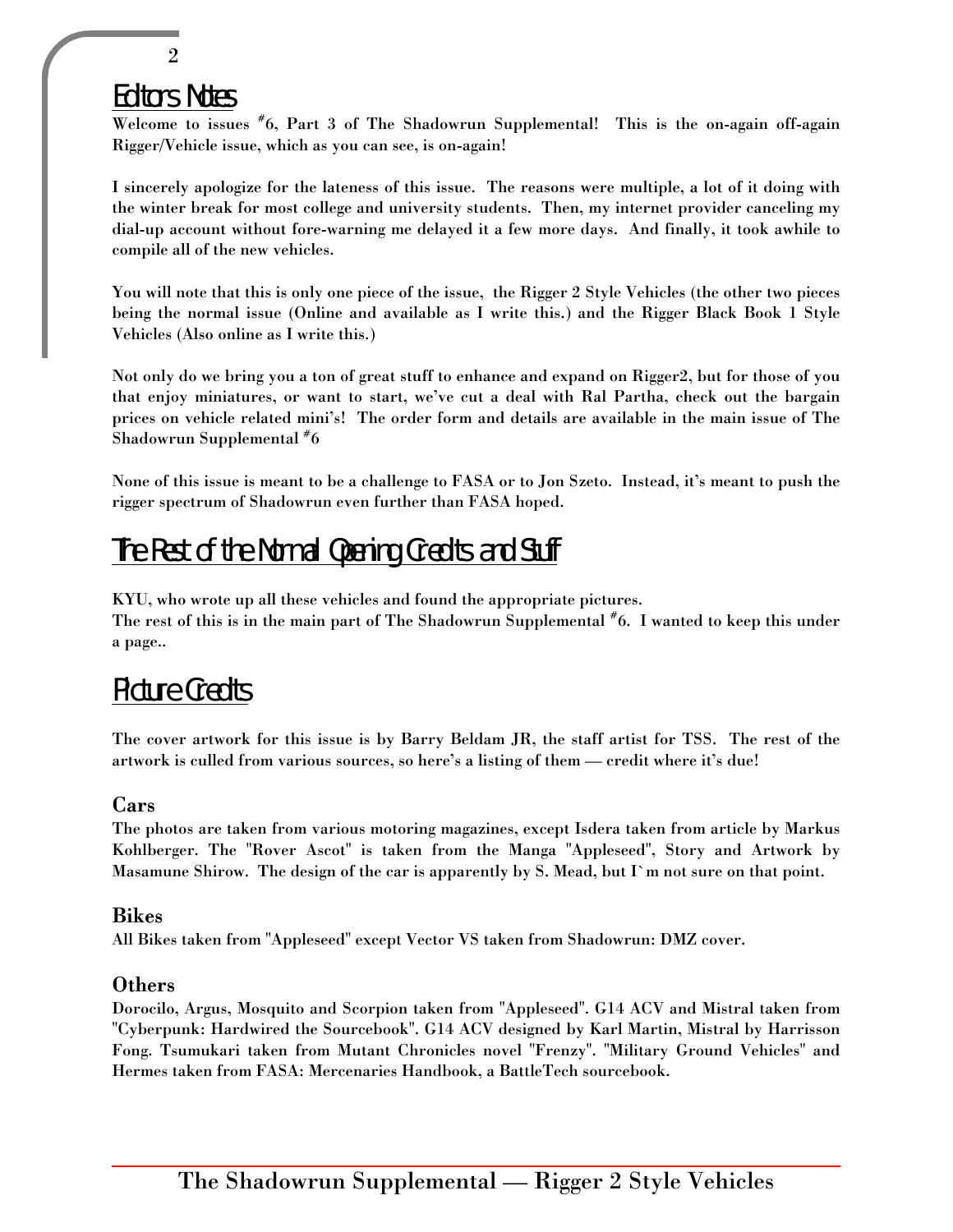## Editors Notes

Welcome to issues #6, Part 3 of The Shadowrun Supplemental! This is the on-again off-again Rigger/Vehicle issue, which as you can see, is on-again!

I sincerely apologize for the lateness of this issue. The reasons were multiple, a lot of it doing with the winter break for most college and university students. Then, my internet provider canceling my dial-up account without fore-warning me delayed it a few more days. And finally, it took awhile to compile all of the new vehicles.

You will note that this is only one piece of the issue, the Rigger 2 Style Vehicles (the other two pieces being the normal issue (Online and available as I write this.) and the Rigger Black Book 1 Style Vehicles (Also online as I write this.)

Not only do we bring you a ton of great stuff to enhance and expand on Rigger2, but for those of you that enjoy miniatures, or want to start, we've cut a deal with Ral Partha, check out the bargain prices on vehicle related mini's! The order form and details are available in the main issue of The Shadowrun Supplemental #6

None of this issue is meant to be a challenge to FASA or to Jon Szeto. Instead, it's meant to push the rigger spectrum of Shadowrun even further than FASA hoped.

## The Rest of the Normal Opening Credits and Stuff

KYU, who wrote up all these vehicles and found the appropriate pictures.
The rest of this is in the main part of The Shadowrun Supplemental #6. I wanted to keep this under a page..

## Picture Credits

The cover artwork for this issue is by Barry Beldam JR, the staff artist for TSS. The rest of the artwork is culled from various sources, so here's a listing of them — credit where it's due!

### Cars

The photos are taken from various motoring magazines, except Isdera taken from article by Markus Kohlberger. The "Rover Ascot" is taken from the Manga "Appleseed", Story and Artwork by Masamune Shirow. The design of the car is apparently by S. Mead, but I`m not sure on that point.

### Bikes

All Bikes taken from "Appleseed" except Vector VS taken from Shadowrun: DMZ cover.

### Others

Dorocilo, Argus, Mosquito and Scorpion taken from "Appleseed". G14 ACV and Mistral taken from "Cyberpunk: Hardwired the Sourcebook". G14 ACV designed by Karl Martin, Mistral by Harrisson Fong. Tsumukari taken from Mutant Chronicles novel "Frenzy". "Military Ground Vehicles" and Hermes taken from FASA: Mercenaries Handbook, a BattleTech sourcebook.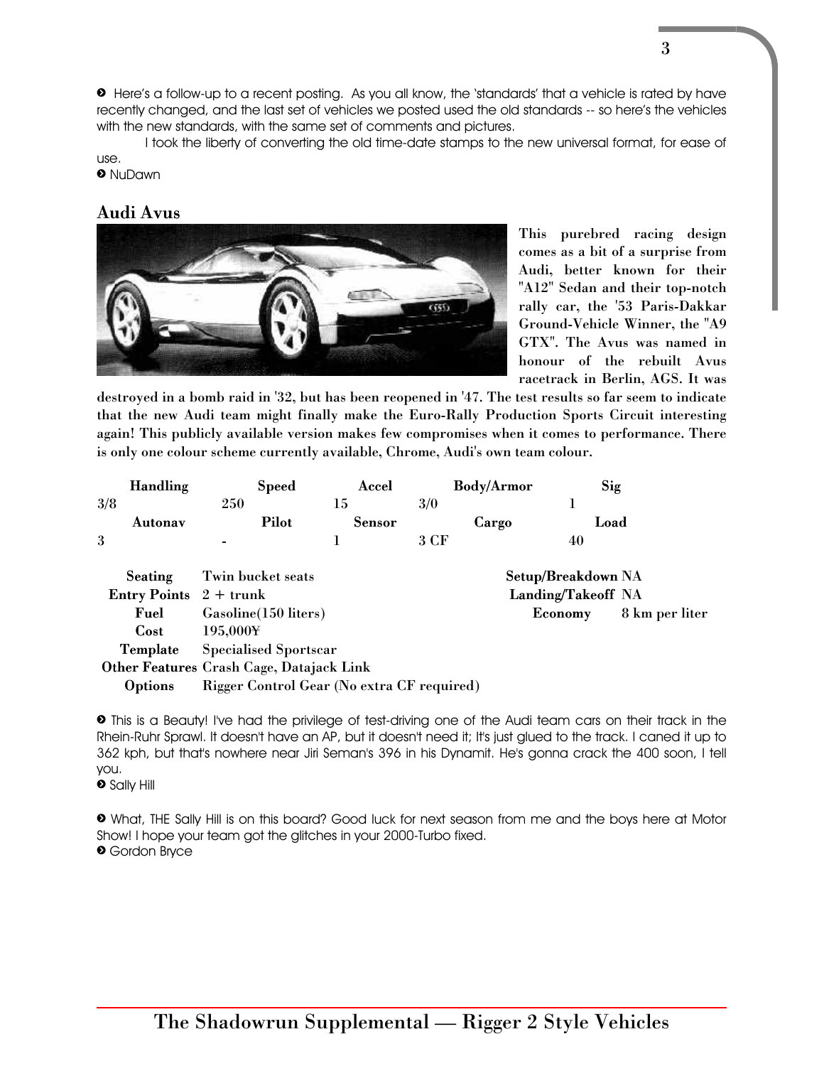➋ Here's a follow-up to a recent posting. As you all know, the 'standards' that a vehicle is rated by have recently changed, and the last set of vehicles we posted used the old standards -- so here's the vehicles with the new standards, with the same set of comments and pictures.

I took the liberty of converting the old time-date stamps to the new universal format, for ease of use.

➋ NuDawn

## Audi Avus

**This purebred racing design comes as a bit of a surprise from Audi, better known for their "A12" Sedan and their top-notch rally car, the '53 Paris-Dakkar Ground-Vehicle Winner, the "A9 GTX". The Avus was named in honour of the rebuilt Avus racetrack in Berlin, AGS. It was destroyed in a bomb raid in '32, but has been reopened in '47. The test results so far seem to indicate that the new Audi team might finally make the Euro-Rally Production Sports Circuit interesting again! This publicly available version makes few compromises when it comes to performance. There is only one colour scheme currently available, Chrome, Audi's own team colour.**

| Handling | Speed | Accel | Body/Armor | Sig |
|---|---|---|---|---|
| 3/8 | 250 | 15 | 3/0 | 1 |
| **Autonav** | **Pilot** | **Sensor** | **Cargo** | **Load** |
| 3 | - | 1 | 3 CF | 40 |

| | | | |
|---|---|---|---|
| **Seating** | Twin bucket seats | **Setup/Breakdown** | NA |
| **Entry Points** | 2 + trunk | **Landing/Takeoff** | NA |
| **Fuel** | Gasoline(150 liters) | **Economy** | 8 km per liter |
| **Cost** | 195,000¥ | | |
| **Template** | Specialised Sportscar | | |
| **Other Features** | Crash Cage, Datajack Link | | |
| **Options** | Rigger Control Gear (No extra CF required) | | |

➋ This is a Beauty! I've had the privilege of test-driving one of the Audi team cars on their track in the Rhein-Ruhr Sprawl. It doesn't have an AP, but it doesn't need it; It's just glued to the track. I caned it up to 362 kph, but that's nowhere near Jiri Seman's 396 in his Dynamit. He's gonna crack the 400 soon, I tell you.

➋ Sally Hill

➋ What, THE Sally Hill is on this board? Good luck for next season from me and the boys here at Motor Show! I hope your team got the glitches in your 2000-Turbo fixed.

➋ Gordon Bryce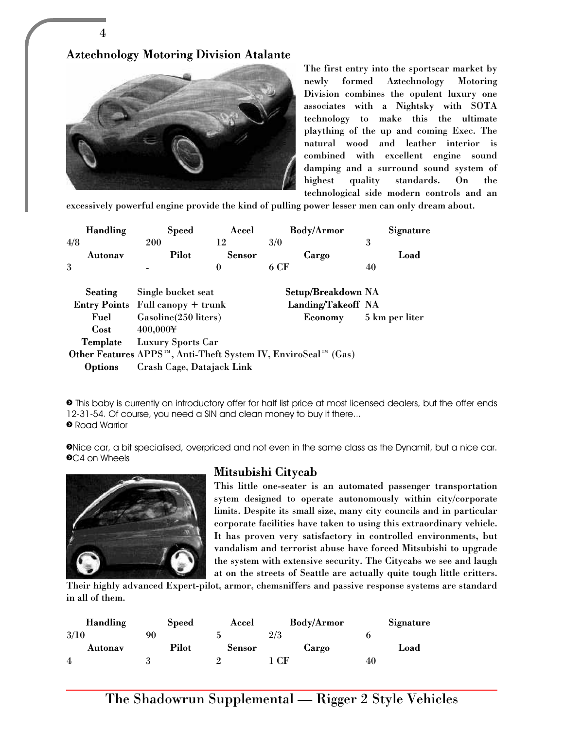## Aztechnology Motoring Division Atalante

The first entry into the sportscar market by newly formed Aztechnology Motoring Division combines the opulent luxury one associates with a Nightsky with SOTA technology to make this the ultimate plaything of the up and coming Exec. The natural wood and leather interior is combined with excellent engine sound damping and a surround sound system of highest quality standards. On the technological side modern controls and an excessively powerful engine provide the kind of pulling power lesser men can only dream about.

| Handling | Speed | Accel | Body/Armor | Signature |
|---|---|---|---|---|
| 4/8 | 200 | 12 | 3/0 | 3 |
| **Autonav** | **Pilot** | **Sensor** | **Cargo** | **Load** |
| 3 | - | 0 | 6 CF | 40 |

| | | | |
|---|---|---|---|
| **Seating** | Single bucket seat | **Setup/Breakdown** | NA |
| **Entry Points** | Full canopy + trunk | **Landing/Takeoff** | NA |
| **Fuel** | Gasoline(250 liters) | **Economy** | 5 km per liter |
| **Cost** | 400,000¥ | | |
| **Template** | Luxury Sports Car | | |

**Other Features** APPS™, Anti-Theft System IV, EnviroSeal™ (Gas)

**Options** Crash Cage, Datajack Link

➋ This baby is currently on introductory offer for half list price at most licensed dealers, but the offer ends 12-31-54. Of course, you need a SIN and clean money to buy it there...
➋ Road Warrior

➋Nice car, a bit specialised, overpriced and not even in the same class as the Dynamit, but a nice car.
➋C4 on Wheels

## Mitsubishi Citycab

This little one-seater is an automated passenger transportation sytem designed to operate autonomously within city/corporate limits. Despite its small size, many city councils and in particular corporate facilities have taken to using this extraordinary vehicle. It has proven very satisfactory in controlled environments, but vandalism and terrorist abuse have forced Mitsubishi to upgrade the system with extensive security. The Citycabs we see and laugh at on the streets of Seattle are actually quite tough little critters. Their highly advanced Expert-pilot, armor, chemsniffers and passive response systems are standard in all of them.

| Handling | Speed | Accel | Body/Armor | Signature |
|---|---|---|---|---|
| 3/10 | 90 | 5 | 2/3 | 6 |
| **Autonav** | **Pilot** | **Sensor** | **Cargo** | **Load** |
| 4 | 3 | 2 | 1 CF | 40 |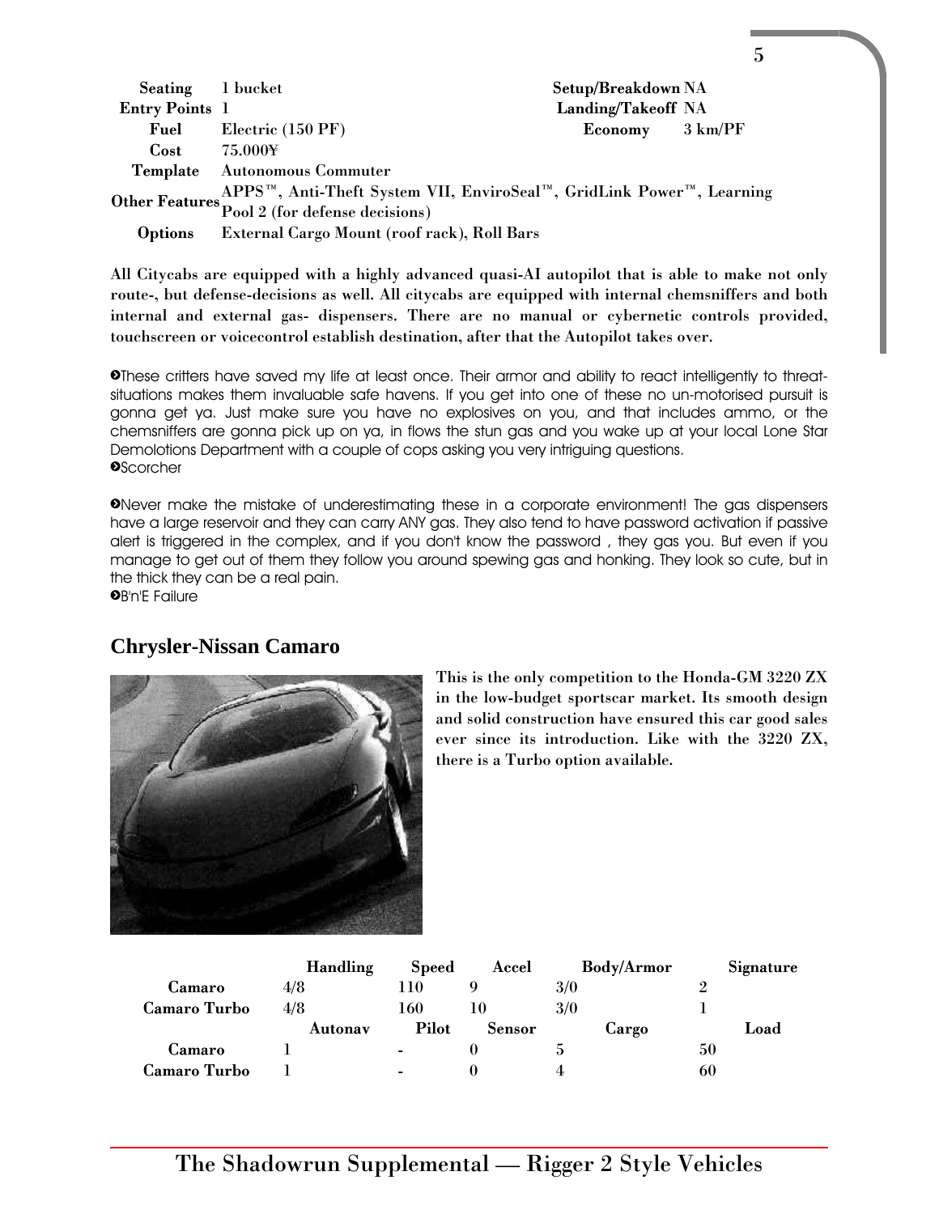| | | | |
|---|---|---|---|
| **Seating** | 1 bucket | **Setup/Breakdown** | NA |
| **Entry Points** | 1 | **Landing/Takeoff** | NA |
| **Fuel** | Electric (150 PF) | **Economy** | 3 km/PF |
| **Cost** | 75.000¥ | | |
| **Template** | Autonomous Commuter | | |
| **Other Features** | APPS™, Anti-Theft System VII, EnviroSeal™, GridLink Power™, Learning Pool 2 (for defense decisions) | | |
| **Options** | External Cargo Mount (roof rack), Roll Bars | | |

**All Citycabs are equipped with a highly advanced quasi-AI autopilot that is able to make not only route-, but defense-decisions as well. All citycabs are equipped with internal chemsniffers and both internal and external gas- dispensers. There are no manual or cybernetic controls provided, touchscreen or voicecontrol establish destination, after that the Autopilot takes over.**

➲These critters have saved my life at least once. Their armor and ability to react intelligently to threat-situations makes them invaluable safe havens. If you get into one of these no un-motorised pursuit is gonna get ya. Just make sure you have no explosives on you, and that includes ammo, or the chemsniffers are gonna pick up on ya, in flows the stun gas and you wake up at your local Lone Star Demolotions Department with a couple of cops asking you very intriguing questions.
➲Scorcher

➲Never make the mistake of underestimating these in a corporate environment! The gas dispensers have a large reservoir and they can carry ANY gas. They also tend to have password activation if passive alert is triggered in the complex, and if you don't know the password , they gas you. But even if you manage to get out of them they follow you around spewing gas and honking. They look so cute, but in the thick they can be a real pain.
➲B'n'E Failure

## Chrysler-Nissan Camaro

**This is the only competition to the Honda-GM 3220 ZX in the low-budget sportscar market. Its smooth design and solid construction have ensured this car good sales ever since its introduction. Like with the 3220 ZX, there is a Turbo option available.**

| | Handling | Speed | Accel | Body/Armor | Signature |
|---|---|---|---|---|---|
| **Camaro** | 4/8 | 110 | 9 | 3/0 | 2 |
| **Camaro Turbo** | 4/8 | 160 | 10 | 3/0 | 1 |
| | **Autonav** | **Pilot** | **Sensor** | **Cargo** | **Load** |
| **Camaro** | 1 | - | 0 | 5 | 50 |
| **Camaro Turbo** | 1 | - | 0 | 4 | 60 |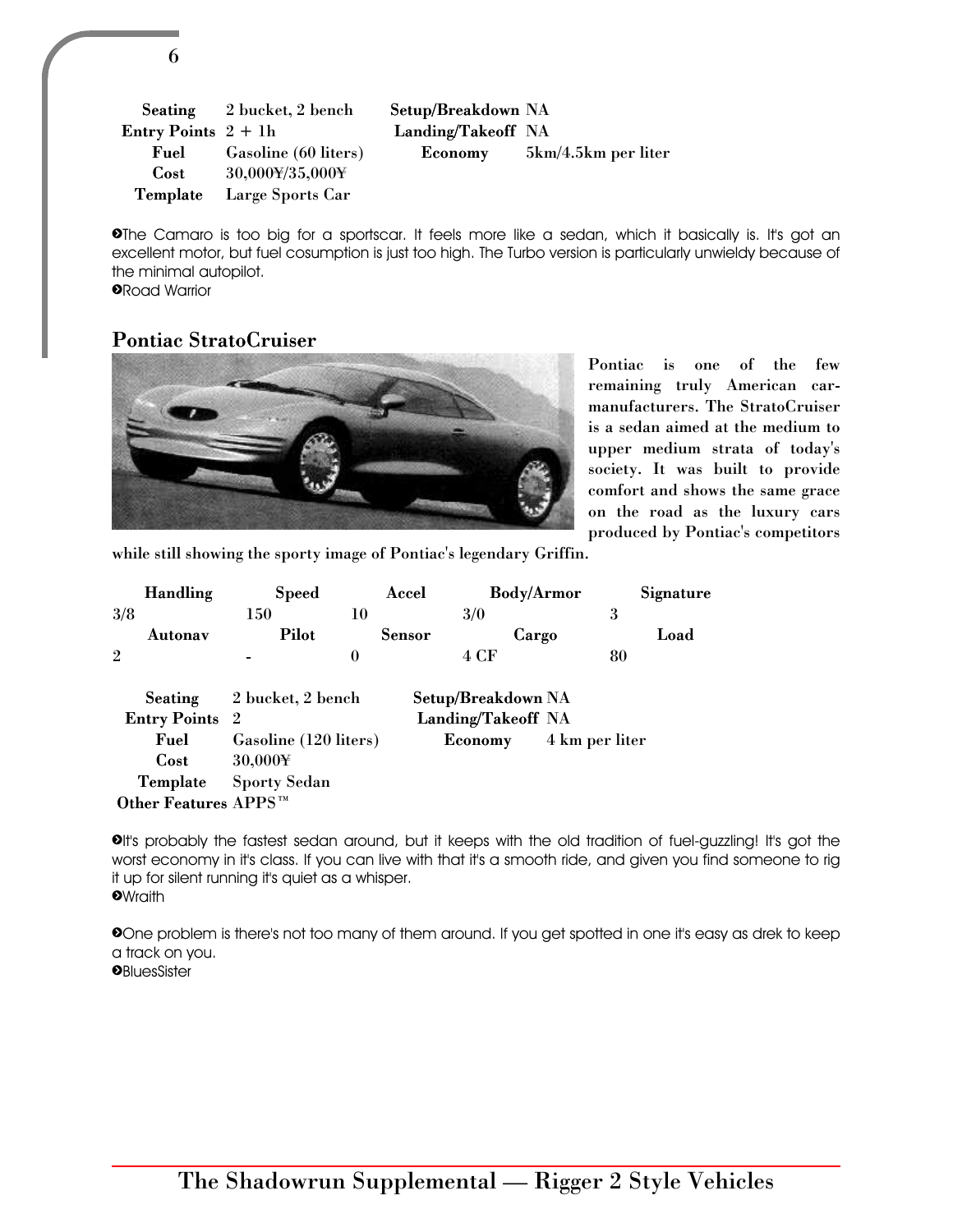| Seating | 2 bucket, 2 bench | Setup/Breakdown | NA |
|---|---|---|---|
| Entry Points | 2 + 1h | Landing/Takeoff | NA |
| Fuel | Gasoline (60 liters) | Economy | 5km/4.5km per liter |
| Cost | 30,000¥/35,000¥ | | |
| Template | Large Sports Car | | |

>The Camaro is too big for a sportscar. It feels more like a sedan, which it basically is. It's got an excellent motor, but fuel cosumption is just too high. The Turbo version is particularly unwieldy because of the minimal autopilot.
>Road Warrior

## Pontiac StratoCruiser

Pontiac is one of the few remaining truly American car-manufacturers. The StratoCruiser is a sedan aimed at the medium to upper medium strata of today's society. It was built to provide comfort and shows the same grace on the road as the luxury cars produced by Pontiac's competitors while still showing the sporty image of Pontiac's legendary Griffin.

| Handling | Speed | Accel | Body/Armor | Signature |
|---|---|---|---|---|
| 3/8 | 150 | 10 | 3/0 | 3 |
| **Autonav** | **Pilot** | **Sensor** | **Cargo** | **Load** |
| 2 | - | 0 | 4 CF | 80 |

| Seating | 2 bucket, 2 bench | Setup/Breakdown | NA |
|---|---|---|---|
| Entry Points | 2 | Landing/Takeoff | NA |
| Fuel | Gasoline (120 liters) | Economy | 4 km per liter |
| Cost | 30,000¥ | | |
| Template | Sporty Sedan | | |
| Other Features | APPS™ | | |

>It's probably the fastest sedan around, but it keeps with the old tradition of fuel-guzzling! It's got the worst economy in it's class. If you can live with that it's a smooth ride, and given you find someone to rig it up for silent running it's quiet as a whisper.
>Wraith

>One problem is there's not too many of them around. If you get spotted in one it's easy as drek to keep a track on you.
>BluesSister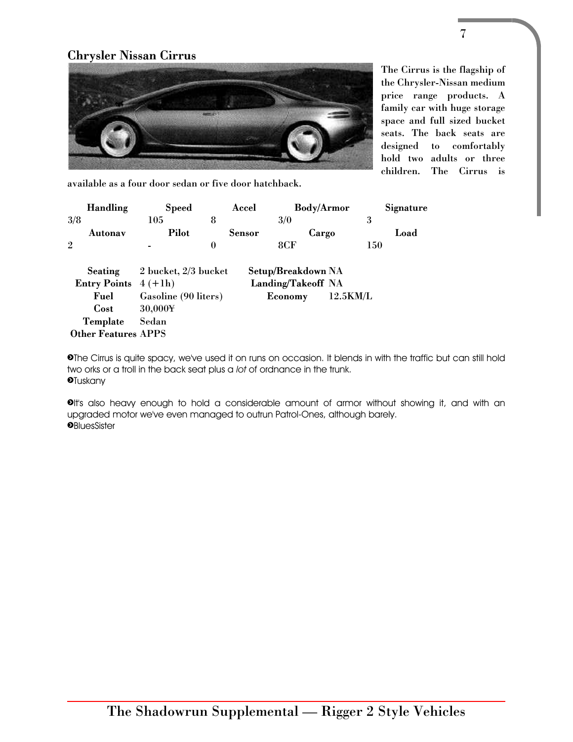## Chrysler Nissan Cirrus

The Cirrus is the flagship of the Chrysler-Nissan medium price range products. A family car with huge storage space and full sized bucket seats. The back seats are designed to comfortably hold two adults or three children. The Cirrus is available as a four door sedan or five door hatchback.

| Handling | Speed | Accel | Body/Armor | Signature |
|---|---|---|---|---|
| 3/8 | 105 | 8 | 3/0 | 3 |
| **Autonav** | **Pilot** | **Sensor** | **Cargo** | **Load** |
| 2 | - | 0 | 8CF | 150 |

| | | | |
|---|---|---|---|
| **Seating** | 2 bucket, 2/3 bucket | **Setup/Breakdown** | NA |
| **Entry Points** | 4 (+1h) | **Landing/Takeoff** | NA |
| **Fuel** | Gasoline (90 liters) | **Economy** | 12.5KM/L |
| **Cost** | 30,000¥ | | |
| **Template** | Sedan | | |
| **Other Features** | APPS | | |

➲The Cirrus is quite spacy, we've used it on runs on occasion. It blends in with the traffic but can still hold two orks or a troll in the back seat plus a *lot* of ordnance in the trunk.
➲Tuskany

➲It's also heavy enough to hold a considerable amount of armor without showing it, and with an upgraded motor we've even managed to outrun Patrol-Ones, although barely.
➲BluesSister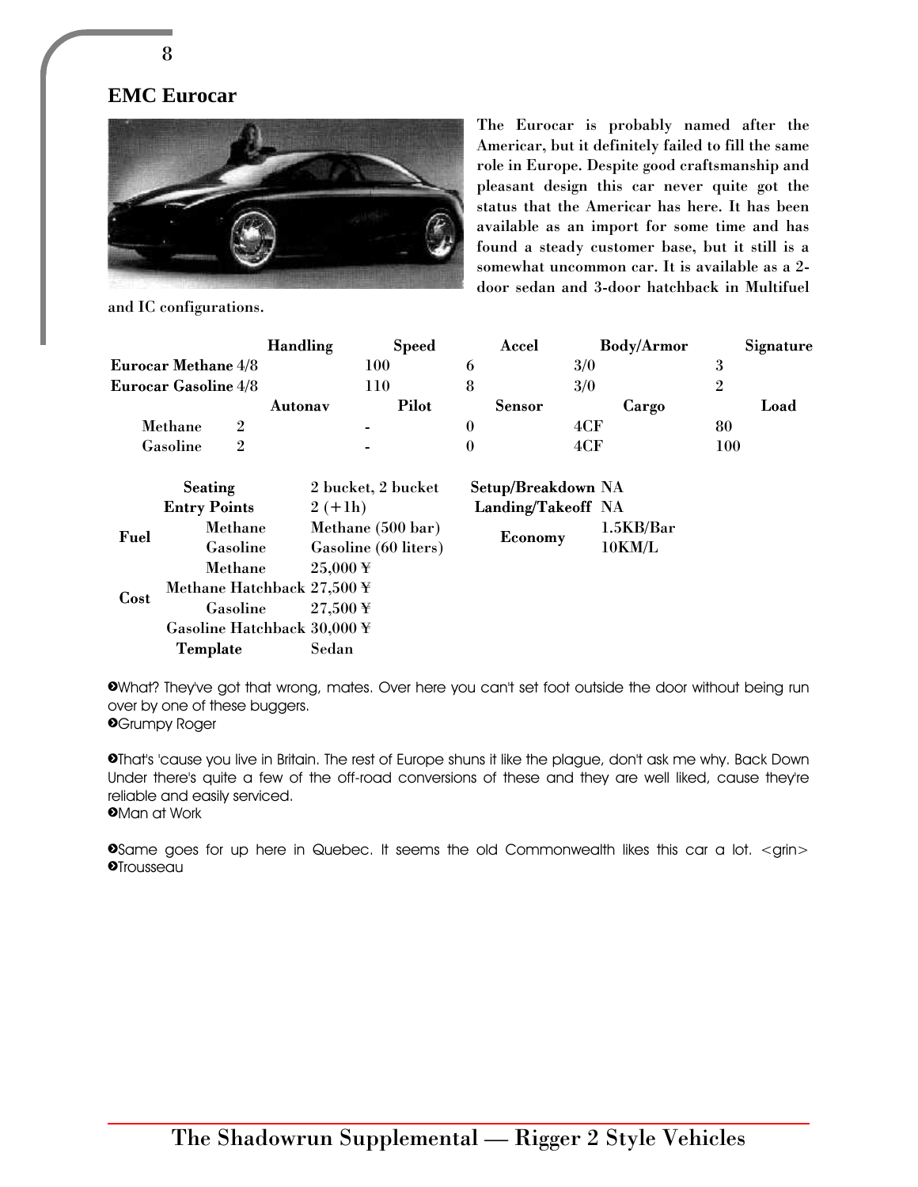## EMC Eurocar

The Eurocar is probably named after the Americar, but it definitely failed to fill the same role in Europe. Despite good craftsmanship and pleasant design this car never quite got the status that the Americar has here. It has been available as an import for some time and has found a steady customer base, but it still is a somewhat uncommon car. It is available as a 2-door sedan and 3-door hatchback in Multifuel and IC configurations.

| | Handling | Speed | Accel | Body/Armor | Signature |
|---|---|---|---|---|---|
| **Eurocar Methane** | 4/8 | 100 | 6 | 3/0 | 3 |
| **Eurocar Gasoline** | 4/8 | 110 | 8 | 3/0 | 2 |
| | **Autonav** | **Pilot** | **Sensor** | **Cargo** | **Load** |
| Methane | 2 | - | 0 | 4CF | 80 |
| Gasoline | 2 | - | 0 | 4CF | 100 |

| | | | | |
|---|---|---|---|---|
| **Seating** | | 2 bucket, 2 bucket | **Setup/Breakdown** | NA |
| **Entry Points** | | 2 (+1h) | **Landing/Takeoff** | NA |
| **Fuel** | Methane | Methane (500 bar) | **Economy** | 1.5KB/Bar |
| | Gasoline | Gasoline (60 liters) | | 10KM/L |
| **Cost** | Methane | 25,000 ¥ | | |
| | Methane Hatchback | 27,500 ¥ | | |
| | Gasoline | 27,500 ¥ | | |
| | Gasoline Hatchback | 30,000 ¥ | | |
| **Template** | | Sedan | | |

➋What? They've got that wrong, mates. Over here you can't set foot outside the door without being run over by one of these buggers.
➋Grumpy Roger

➋That's 'cause you live in Britain. The rest of Europe shuns it like the plague, don't ask me why. Back Down Under there's quite a few of the off-road conversions of these and they are well liked, cause they're reliable and easily serviced.
➋Man at Work

➋Same goes for up here in Quebec. It seems the old Commonwealth likes this car a lot. <grin>
➋Trousseau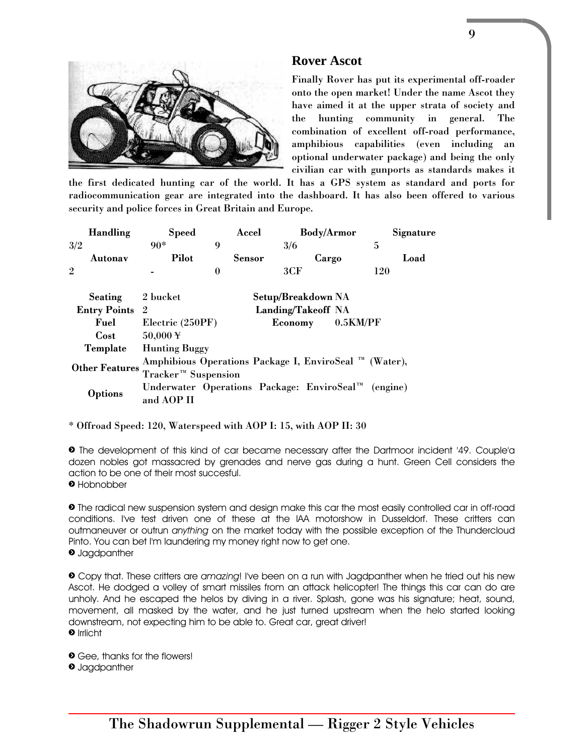## Rover Ascot

Finally Rover has put its experimental off-roader onto the open market! Under the name Ascot they have aimed it at the upper strata of society and the hunting community in general. The combination of excellent off-road performance, amphibious capabilities (even including an optional underwater package) and being the only civilian car with gunports as standards makes it the first dedicated hunting car of the world. It has a GPS system as standard and ports for radiocommunication gear are integrated into the dashboard. It has also been offered to various security and police forces in Great Britain and Europe.

| Handling | Speed | Accel | Body/Armor | Signature |
|---|---|---|---|---|
| 3/2 | 90* | 9 | 3/6 | 5 |
| **Autonav** | **Pilot** | **Sensor** | **Cargo** | **Load** |
| 2 | - | 0 | 3CF | 120 |

| | | | |
|---|---|---|---|
| **Seating** | 2 bucket | **Setup/Breakdown** | NA |
| **Entry Points** | 2 | **Landing/Takeoff** | NA |
| **Fuel** | Electric (250PF) | **Economy** | 0.5KM/PF |
| **Cost** | 50,000 ¥ | | |
| **Template** | Hunting Buggy | | |
| **Other Features** | Amphibious Operations Package I, EnviroSeal ™ (Water), Tracker™ Suspension | | |
| **Options** | Underwater Operations Package: EnviroSeal™ (engine) and AOP II | | |

\* Offroad Speed: 120, Waterspeed with AOP I: 15, with AOP II: 30

» The development of this kind of car became necessary after the Dartmoor incident '49. Couple'a dozen nobles got massacred by grenades and nerve gas during a hunt. Green Cell considers the action to be one of their most succesful.
» Hobnobber

» The radical new suspension system and design make this car the most easily controlled car in off-road conditions. I've test driven one of these at the IAA motorshow in Dusseldorf. These critters can outmaneuver or outrun *anything* on the market today with the possible exception of the Thundercloud Pinto. You can bet I'm laundering my money right now to get one.
» Jagdpanther

» Copy that. These critters are *amazing*! I've been on a run with Jagdpanther when he tried out his new Ascot. He dodged a volley of smart missiles from an attack helicopter! The things this car can do are unholy. And he escaped the helos by diving in a river. Splash, gone was his signature; heat, sound, movement, all masked by the water, and he just turned upstream when the helo started looking downstream, not expecting him to be able to. Great car, great driver!
» Irrlicht

» Gee, thanks for the flowers!
» Jagdpanther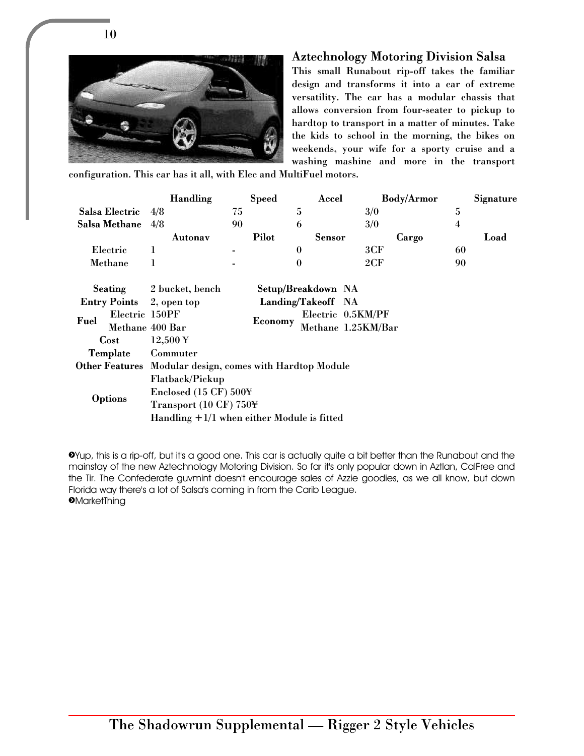## Aztechnology Motoring Division Salsa

This small Runabout rip-off takes the familiar design and transforms it into a car of extreme versatility. The car has a modular chassis that allows conversion from four-seater to pickup to hardtop to transport in a matter of minutes. Take the kids to school in the morning, the bikes on weekends, your wife for a sporty cruise and a washing mashine and more in the transport configuration. This car has it all, with Elec and MultiFuel motors.

| | Handling | Speed | Accel | Body/Armor | Signature |
|---|---|---|---|---|---|
| **Salsa Electric** | 4/8 | 75 | 5 | 3/0 | 5 |
| **Salsa Methane** | 4/8 | 90 | 6 | 3/0 | 4 |
| | **Autonav** | **Pilot** | **Sensor** | **Cargo** | **Load** |
| Electric | 1 | - | 0 | 3CF | 60 |
| Methane | 1 | - | 0 | 2CF | 90 |

| | | | |
|---|---|---|---|
| **Seating** | 2 bucket, bench | **Setup/Breakdown** | NA |
| **Entry Points** | 2, open top | **Landing/Takeoff** | NA |
| **Fuel** Electric | 150PF | **Economy** Electric | 0.5KM/PF |
| **Fuel** Methane | 400 Bar | **Economy** Methane | 1.25KM/Bar |
| **Cost** | 12,500 ¥ | | |
| **Template** | Commuter | | |
| **Other Features** | Modular design, comes with Hardtop Module | | |
| **Options** | Flatback/Pickup<br>Enclosed (15 CF) 500¥<br>Transport (10 CF) 750¥<br>Handling +1/1 when either Module is fitted | | |

➋Yup, this is a rip-off, but it's a good one. This car is actually quite a bit better than the Runabout and the mainstay of the new Aztechnology Motoring Division. So far it's only popular down in Aztlan, CalFree and the Tir. The Confederate guvmint doesn't encourage sales of Azzie goodies, as we all know, but down Florida way there's a lot of Salsa's coming in from the Carib League.
➋MarketThing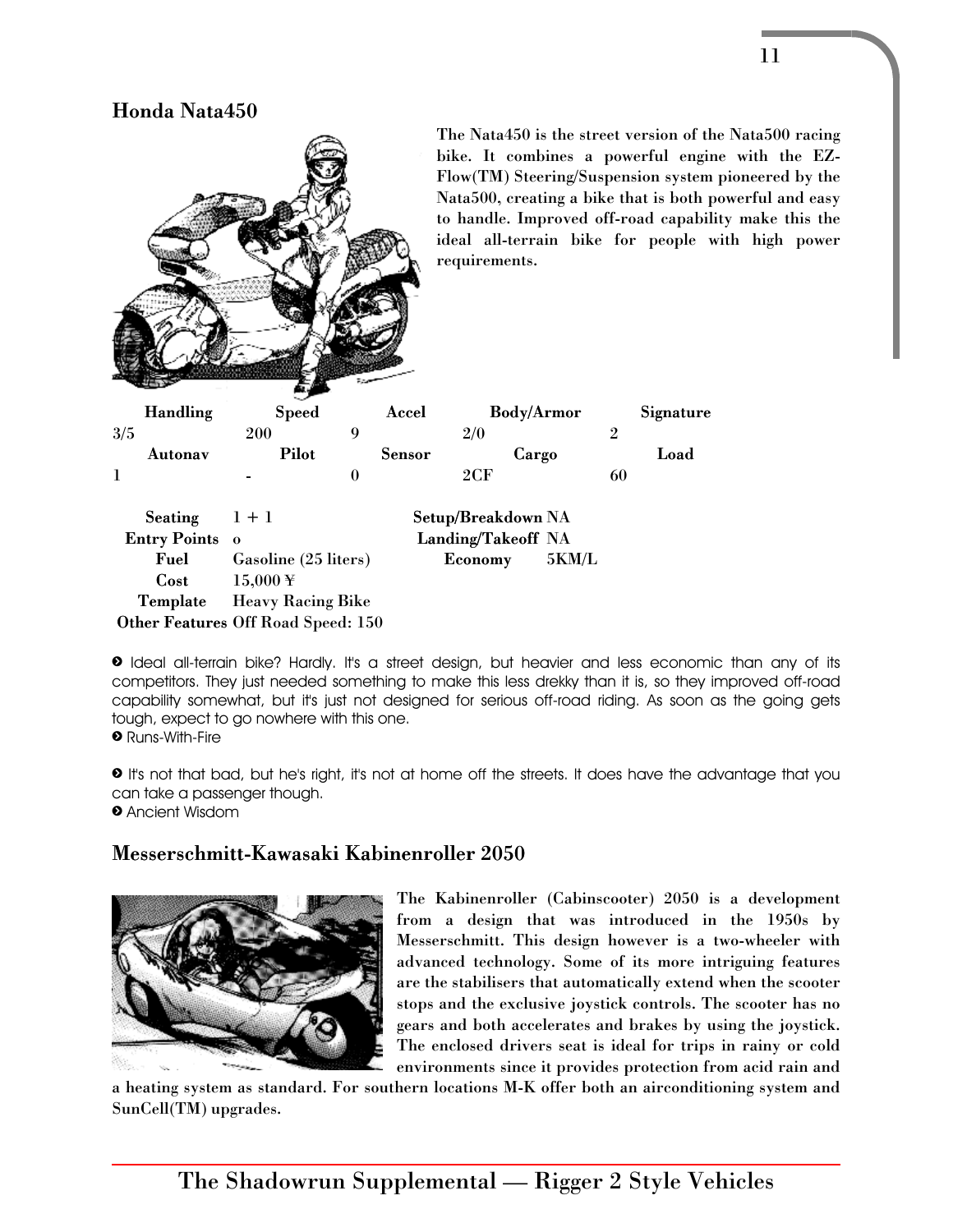## Honda Nata450

The Nata450 is the street version of the Nata500 racing bike. It combines a powerful engine with the EZ-Flow(TM) Steering/Suspension system pioneered by the Nata500, creating a bike that is both powerful and easy to handle. Improved off-road capability make this the ideal all-terrain bike for people with high power requirements.

| Handling | Speed | Accel | Body/Armor | Signature |
|---|---|---|---|---|
| 3/5 | 200 | 9 | 2/0 | 2 |
| **Autonav** | **Pilot** | **Sensor** | **Cargo** | **Load** |
| 1 | - | 0 | 2CF | 60 |

| | | | |
|---|---|---|---|
| **Seating** | 1 + 1 | **Setup/Breakdown** | NA |
| **Entry Points** | o | **Landing/Takeoff** | NA |
| **Fuel** | Gasoline (25 liters) | **Economy** | 5KM/L |
| **Cost** | 15,000 ¥ | | |
| **Template** | Heavy Racing Bike | | |
| **Other Features** | Off Road Speed: 150 | | |

➋ Ideal all-terrain bike? Hardly. It's a street design, but heavier and less economic than any of its competitors. They just needed something to make this less drekky than it is, so they improved off-road capability somewhat, but it's just not designed for serious off-road riding. As soon as the going gets tough, expect to go nowhere with this one.
➋ Runs-With-Fire

➋ It's not that bad, but he's right, it's not at home off the streets. It does have the advantage that you can take a passenger though.
➋ Ancient Wisdom

## Messerschmitt-Kawasaki Kabinenroller 2050

The Kabinenroller (Cabinscooter) 2050 is a development from a design that was introduced in the 1950s by Messerschmitt. This design however is a two-wheeler with advanced technology. Some of its more intriguing features are the stabilisers that automatically extend when the scooter stops and the exclusive joystick controls. The scooter has no gears and both accelerates and brakes by using the joystick. The enclosed drivers seat is ideal for trips in rainy or cold environments since it provides protection from acid rain and a heating system as standard. For southern locations M-K offer both an airconditioning system and SunCell(TM) upgrades.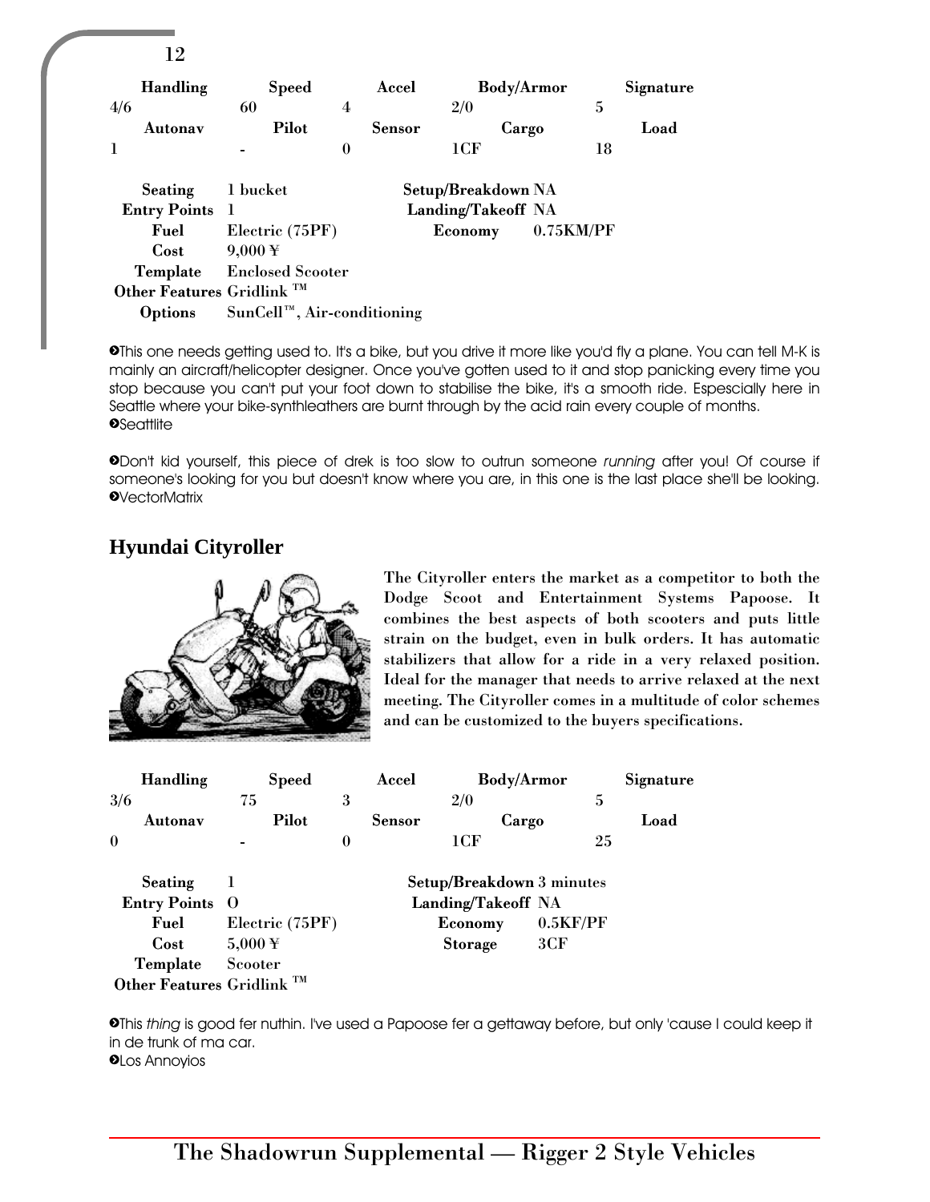| Handling | Speed | Accel | Body/Armor | Signature |
|---|---|---|---|---|
| 4/6 | 60 | 4 | 2/0 | 5 |
| **Autonav** | **Pilot** | **Sensor** | **Cargo** | **Load** |
| 1 | - | 0 | 1CF | 18 |

| | | | |
|---|---|---|---|
| **Seating** | 1 bucket | **Setup/Breakdown** | NA |
| **Entry Points** | 1 | **Landing/Takeoff** | NA |
| **Fuel** | Electric (75PF) | **Economy** | 0.75KM/PF |
| **Cost** | 9,000 ¥ | | |
| **Template** | Enclosed Scooter | | |
| **Other Features** | Gridlink ™ | | |
| **Options** | SunCell™, Air-conditioning | | |

➲This one needs getting used to. It's a bike, but you drive it more like you'd fly a plane. You can tell M-K is mainly an aircraft/helicopter designer. Once you've gotten used to it and stop panicking every time you stop because you can't put your foot down to stabilise the bike, it's a smooth ride. Especially here in Seattle where your bike-synthleathers are burnt through by the acid rain every couple of months.
➲Seattlite

➲Don't kid yourself, this piece of drek is too slow to outrun someone *running* after you! Of course if someone's looking for you but doesn't know where you are, in this one is the last place she'll be looking.
➲VectorMatrix

## Hyundai Cityroller

The Cityroller enters the market as a competitor to both the Dodge Scoot and Entertainment Systems Papoose. It combines the best aspects of both scooters and puts little strain on the budget, even in bulk orders. It has automatic stabilizers that allow for a ride in a very relaxed position. Ideal for the manager that needs to arrive relaxed at the next meeting. The Cityroller comes in a multitude of color schemes and can be customized to the buyers specifications.

| Handling | Speed | Accel | Body/Armor | Signature |
|---|---|---|---|---|
| 3/6 | 75 | 3 | 2/0 | 5 |
| **Autonav** | **Pilot** | **Sensor** | **Cargo** | **Load** |
| 0 | - | 0 | 1CF | 25 |

| | | | |
|---|---|---|---|
| **Seating** | 1 | **Setup/Breakdown** | 3 minutes |
| **Entry Points** | O | **Landing/Takeoff** | NA |
| **Fuel** | Electric (75PF) | **Economy** | 0.5KF/PF |
| **Cost** | 5,000 ¥ | **Storage** | 3CF |
| **Template** | Scooter | | |
| **Other Features** | Gridlink ™ | | |

➲This *thing* is good fer nuthin. I've used a Papoose fer a gettaway before, but only 'cause I could keep it in de trunk of ma car.
➲Los Annoyios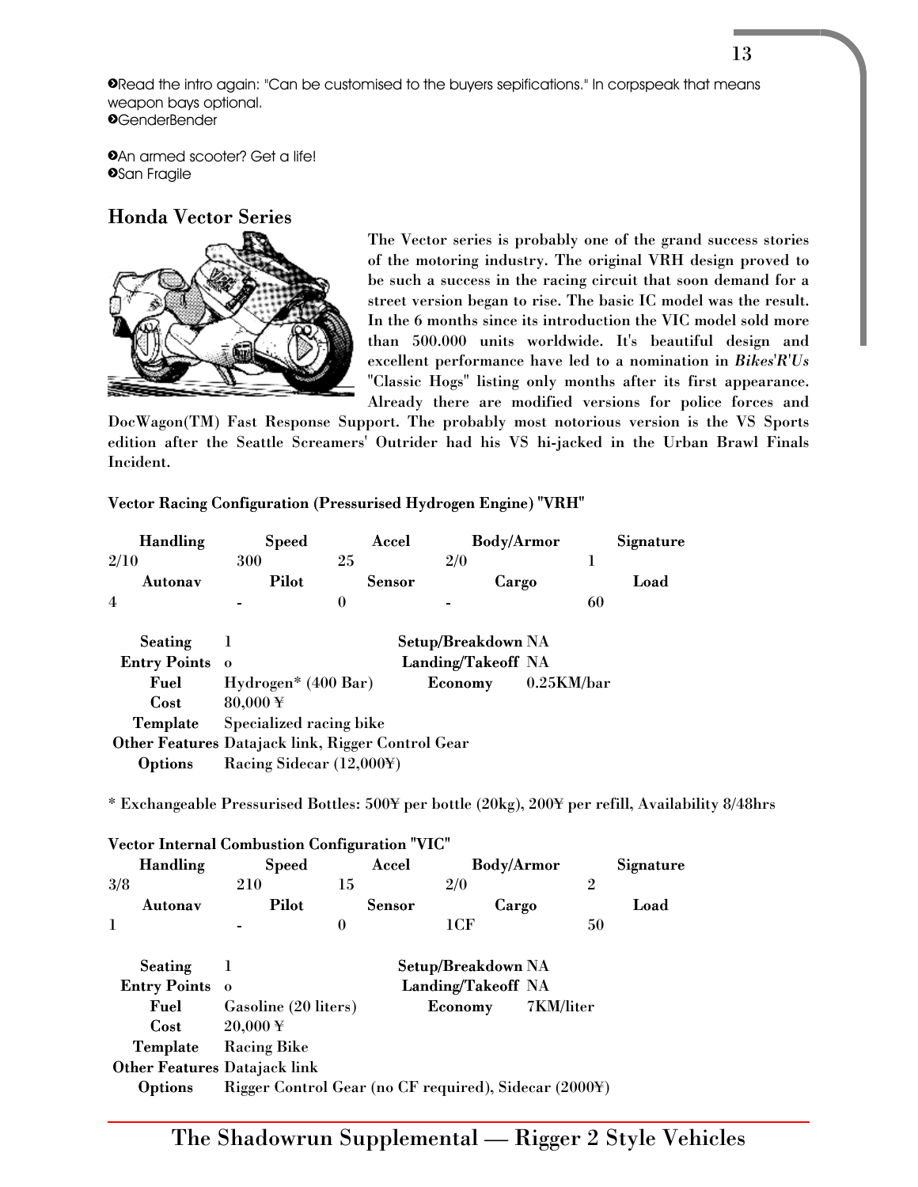➋Read the intro again: "Can be customised to the buyers sepifications." In corpspeak that means weapon bays optional.
➋GenderBender

➋An armed scooter? Get a life!
➋San Fragile

### Honda Vector Series

The Vector series is probably one of the grand success stories of the motoring industry. The original VRH design proved to be such a success in the racing circuit that soon demand for a street version began to rise. The basic IC model was the result. In the 6 months since its introduction the VIC model sold more than 500.000 units worldwide. It's beautiful design and excellent performance have led to a nomination in *Bikes'R'Us* "Classic Hogs" listing only months after its first appearance. Already there are modified versions for police forces and DocWagon(TM) Fast Response Support. The probably most notorious version is the VS Sports edition after the Seattle Screamers' Outrider had his VS hi-jacked in the Urban Brawl Finals Incident.

**Vector Racing Configuration (Pressurised Hydrogen Engine) "VRH"**

| Handling | Speed | Accel | Body/Armor | Signature |
|---|---|---|---|---|
| 2/10 | 300 | 25 | 2/0 | 1 |
| **Autonav** | **Pilot** | **Sensor** | **Cargo** | **Load** |
| 4 | - | 0 | - | 60 |

| | | | |
|---|---|---|---|
| **Seating** | 1 | **Setup/Breakdown** | NA |
| **Entry Points** | o | **Landing/Takeoff** | NA |
| **Fuel** | Hydrogen* (400 Bar) | **Economy** | 0.25KM/bar |
| **Cost** | 80,000 ¥ | | |
| **Template** | Specialized racing bike | | |
| **Other Features** | Datajack link, Rigger Control Gear | | |
| **Options** | Racing Sidecar (12,000¥) | | |

* Exchangeable Pressurised Bottles: 500¥ per bottle (20kg), 200¥ per refill, Availability 8/48hrs

**Vector Internal Combustion Configuration "VIC"**

| Handling | Speed | Accel | Body/Armor | Signature |
|---|---|---|---|---|
| 3/8 | 210 | 15 | 2/0 | 2 |
| **Autonav** | **Pilot** | **Sensor** | **Cargo** | **Load** |
| 1 | - | 0 | 1CF | 50 |

| | | | |
|---|---|---|---|
| **Seating** | 1 | **Setup/Breakdown** | NA |
| **Entry Points** | o | **Landing/Takeoff** | NA |
| **Fuel** | Gasoline (20 liters) | **Economy** | 7KM/liter |
| **Cost** | 20,000 ¥ | | |
| **Template** | Racing Bike | | |
| **Other Features** | Datajack link | | |
| **Options** | Rigger Control Gear (no CF required), Sidecar (2000¥) | | |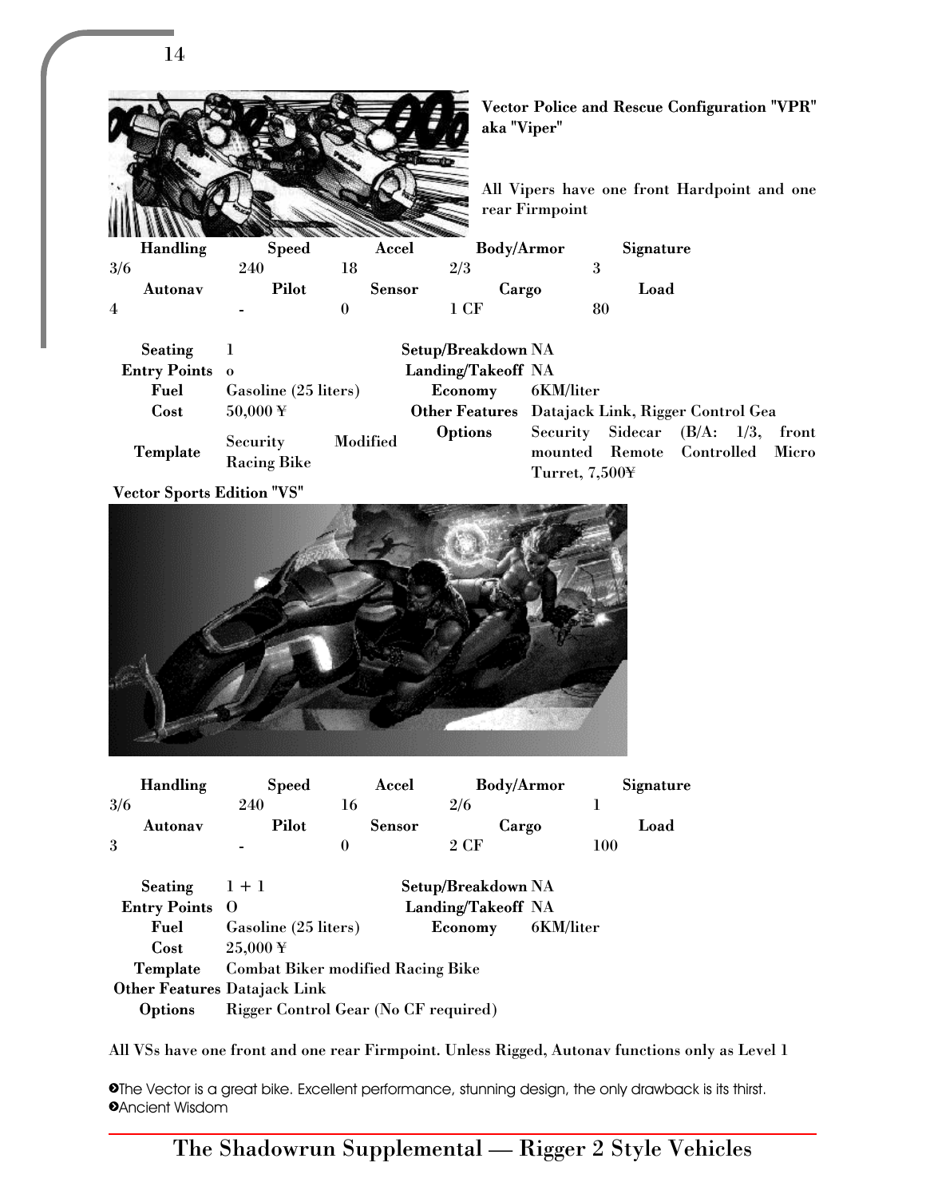### Vector Police and Rescue Configuration "VPR" aka "Viper"

All Vipers have one front Hardpoint and one rear Firmpoint

| Handling | Speed | Accel | Body/Armor | Signature |
|---|---|---|---|---|
| 3/6 | 240 | 18 | 2/3 | 3 |
| **Autonav** | **Pilot** | **Sensor** | **Cargo** | **Load** |
| 4 | - | 0 | 1 CF | 80 |

| | | | |
|---|---|---|---|
| **Seating** | 1 | **Setup/Breakdown** | NA |
| **Entry Points** | o | **Landing/Takeoff** | NA |
| **Fuel** | Gasoline (25 liters) | **Economy** | 6KM/liter |
| **Cost** | 50,000 ¥ | **Other Features** | Datajack Link, Rigger Control Gea |
| **Template** | Security Modified Racing Bike | **Options** | Security Sidecar (B/A: 1/3, front mounted Remote Controlled Micro Turret, 7,500¥ |

### Vector Sports Edition "VS"

| Handling | Speed | Accel | Body/Armor | Signature |
|---|---|---|---|---|
| 3/6 | 240 | 16 | 2/6 | 1 |
| **Autonav** | **Pilot** | **Sensor** | **Cargo** | **Load** |
| 3 | - | 0 | 2 CF | 100 |

| | | | |
|---|---|---|---|
| **Seating** | 1 + 1 | **Setup/Breakdown** | NA |
| **Entry Points** | O | **Landing/Takeoff** | NA |
| **Fuel** | Gasoline (25 liters) | **Economy** | 6KM/liter |
| **Cost** | 25,000 ¥ | | |
| **Template** | Combat Biker modified Racing Bike | | |
| **Other Features** | Datajack Link | | |
| **Options** | Rigger Control Gear (No CF required) | | |

**All VSs have one front and one rear Firmpoint. Unless Rigged, Autonav functions only as Level 1**

>The Vector is a great bike. Excellent performance, stunning design, the only drawback is its thirst.
>Ancient Wisdom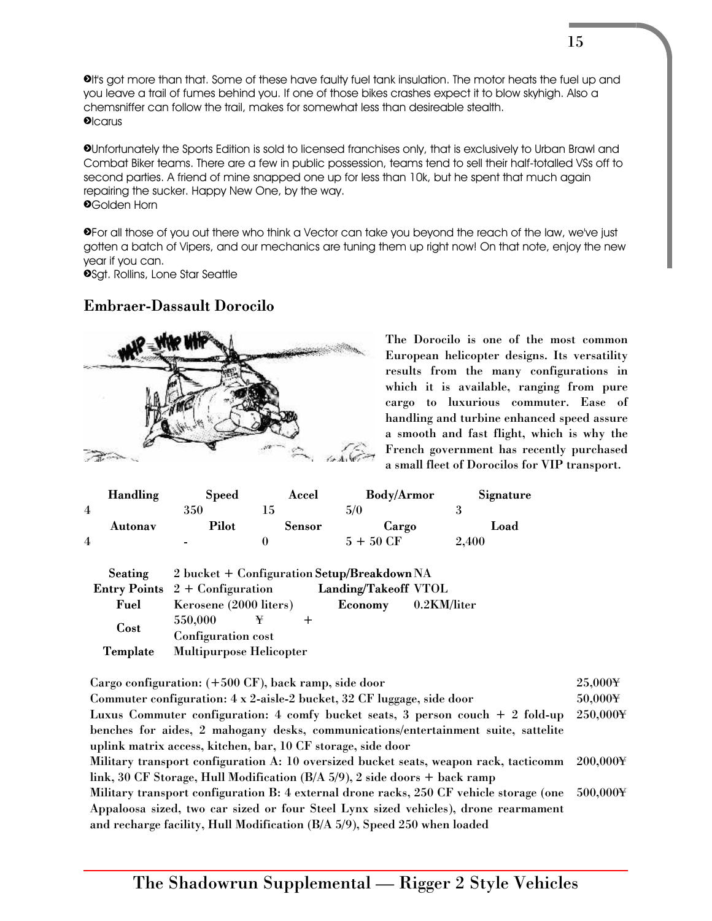❯It's got more than that. Some of these have faulty fuel tank insulation. The motor heats the fuel up and you leave a trail of fumes behind you. If one of those bikes crashes expect it to blow skyhigh. Also a chemsniffer can follow the trail, makes for somewhat less than desireable stealth.
❯Icarus

❯Unfortunately the Sports Edition is sold to licensed franchises only, that is exclusively to Urban Brawl and Combat Biker teams. There are a few in public possession, teams tend to sell their half-totalled VSs off to second parties. A friend of mine snapped one up for less than 10k, but he spent that much again repairing the sucker. Happy New One, by the way.
❯Golden Horn

❯For all those of you out there who think a Vector can take you beyond the reach of the law, we've just gotten a batch of Vipers, and our mechanics are tuning them up right now! On that note, enjoy the new year if you can.
❯Sgt. Rollins, Lone Star Seattle

## Embraer-Dassault Dorocilo

**The Dorocilo is one of the most common European helicopter designs. Its versatility results from the many configurations in which it is available, ranging from pure cargo to luxurious commuter. Ease of handling and turbine enhanced speed assure a smooth and fast flight, which is why the French government has recently purchased a small fleet of Dorocilos for VIP transport.**

| Handling | Speed | Accel | Body/Armor | Signature |
|---|---|---|---|---|
| 4 | 350 | 15 | 5/0 | 3 |
| **Autonav** | **Pilot** | **Sensor** | **Cargo** | **Load** |
| 4 | - | 0 | 5 + 50 CF | 2,400 |

| | | | |
|---|---|---|---|
| **Seating** | 2 bucket + Configuration | **Setup/Breakdown** | NA |
| **Entry Points** | 2 + Configuration | **Landing/Takeoff** | VTOL |
| **Fuel** | Kerosene (2000 liters) | **Economy** | 0.2KM/liter |
| **Cost** | 550,000 ¥ + Configuration cost | | |
| **Template** | Multipurpose Helicopter | | |

| Configuration | Cost |
|---|---|
| Cargo configuration: (+500 CF), back ramp, side door | 25,000¥ |
| Commuter configuration: 4 x 2-aisle-2 bucket, 32 CF luggage, side door | 50,000¥ |
| Luxus Commuter configuration: 4 comfy bucket seats, 3 person couch + 2 fold-up benches for aides, 2 mahogany desks, communications/entertainment suite, sattelite uplink matrix access, kitchen, bar, 10 CF storage, side door | 250,000¥ |
| Military transport configuration A: 10 oversized bucket seats, weapon rack, tacticomm link, 30 CF Storage, Hull Modification (B/A 5/9), 2 side doors + back ramp | 200,000¥ |
| Military transport configuration B: 4 external drone racks, 250 CF vehicle storage (one Appaloosa sized, two car sized or four Steel Lynx sized vehicles), drone rearmament and recharge facility, Hull Modification (B/A 5/9), Speed 250 when loaded | 500,000¥ |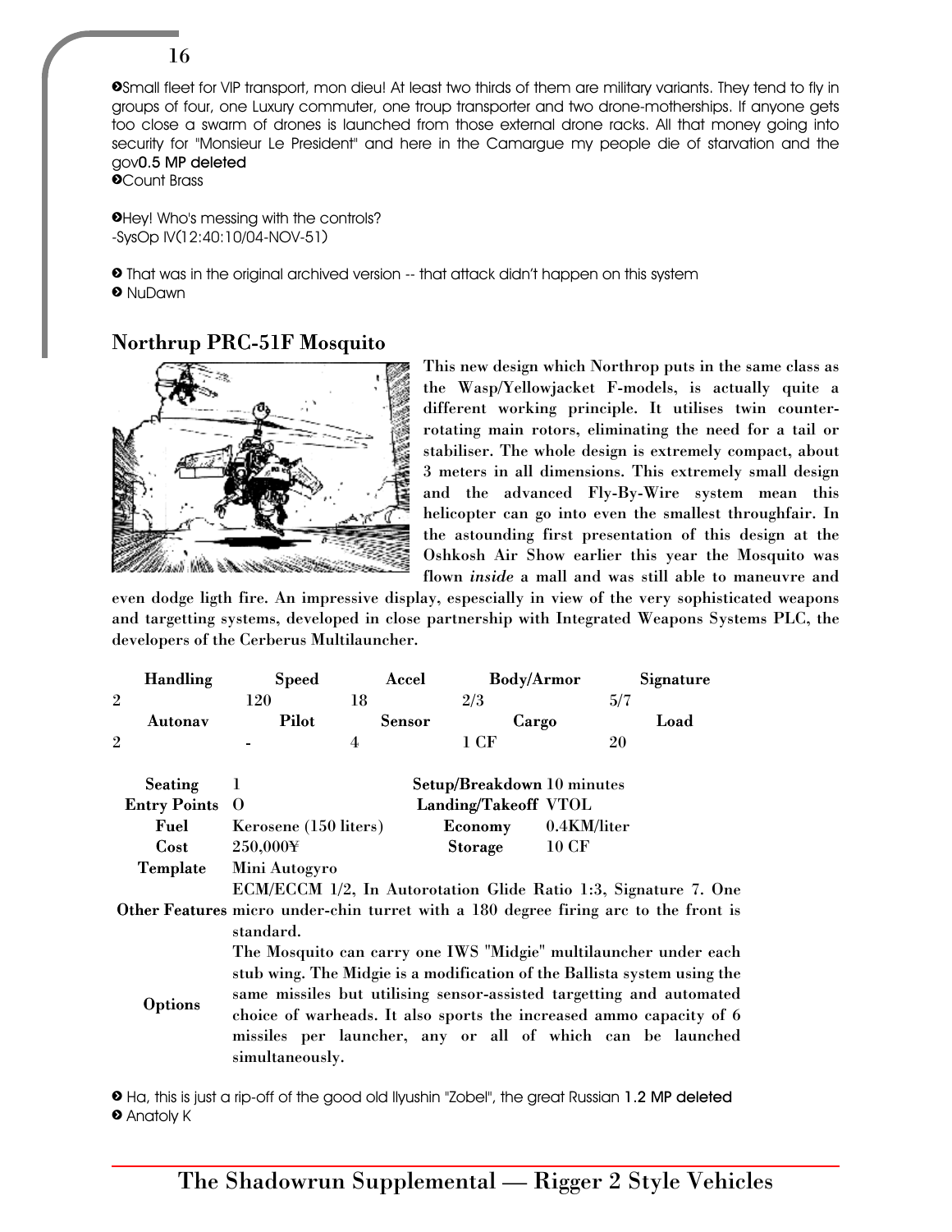❍Small fleet for VIP transport, mon dieu! At least two thirds of them are military variants. They tend to fly in groups of four, one Luxury commuter, one troup transporter and two drone-motherships. If anyone gets too close a swarm of drones is launched from those external drone racks. All that money going into security for "Monsieur Le President" and here in the Camargue my people die of starvation and the gov**0.5 MP deleted**
❍Count Brass

❍Hey! Who's messing with the controls?
-SysOp IV(12:40:10/04-NOV-51)

❍ That was in the original archived version -- that attack didn't happen on this system
❍ NuDawn

## Northrup PRC-51F Mosquito

This new design which Northrop puts in the same class as the Wasp/Yellowjacket F-models, is actually quite a different working principle. It utilises twin counter-rotating main rotors, eliminating the need for a tail or stabiliser. The whole design is extremely compact, about 3 meters in all dimensions. This extremely small design and the advanced Fly-By-Wire system mean this helicopter can go into even the smallest throughfair. In the astounding first presentation of this design at the Oshkosh Air Show earlier this year the Mosquito was flown *inside* a mall and was still able to maneuvre and even dodge ligth fire. An impressive display, especially in view of the very sophisticated weapons and targetting systems, developed in close partnership with Integrated Weapons Systems PLC, the developers of the Cerberus Multilauncher.

| Handling | Speed | Accel | Body/Armor | Signature |
|---|---|---|---|---|
| 2 | 120 | 18 | 2/3 | 5/7 |
| **Autonav** | **Pilot** | **Sensor** | **Cargo** | **Load** |
| 2 | - | 4 | 1 CF | 20 |

| | | | |
|---|---|---|---|
| **Seating** | 1 | **Setup/Breakdown** | 10 minutes |
| **Entry Points** | 0 | **Landing/Takeoff** | VTOL |
| **Fuel** | Kerosene (150 liters) | **Economy** | 0.4KM/liter |
| **Cost** | 250,000¥ | **Storage** | 10 CF |
| **Template** | Mini Autogyro | | |
| **Other Features** | ECM/ECCM 1/2, In Autorotation Glide Ratio 1:3, Signature 7. One micro under-chin turret with a 180 degree firing arc to the front is standard. | | |
| **Options** | The Mosquito can carry one IWS "Midgie" multilauncher under each stub wing. The Midgie is a modification of the Ballista system using the same missiles but utilising sensor-assisted targetting and automated choice of warheads. It also sports the increased ammo capacity of 6 missiles per launcher, any or all of which can be launched simultaneously. | | |

❍ Ha, this is just a rip-off of the good old Ilyushin "Zobel", the great Russian **1.2 MP deleted**
❍ Anatoly K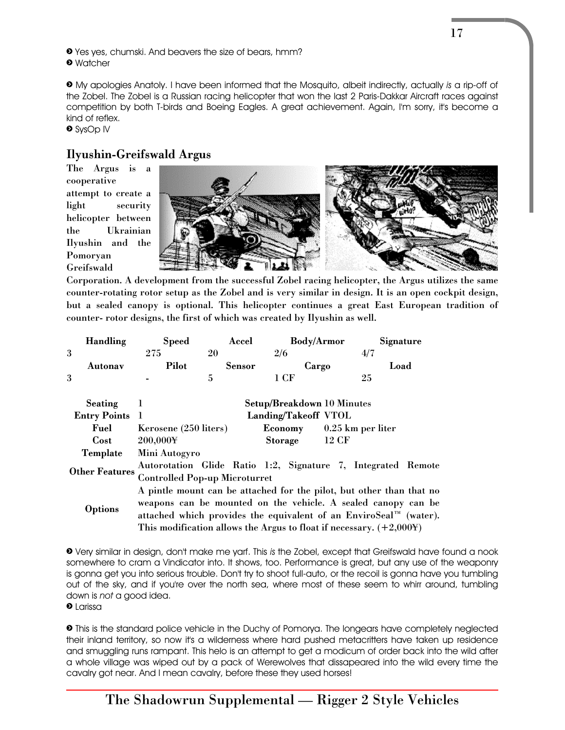➋ Yes yes, chumski. And beavers the size of bears, hmm?
➋ Watcher

➋ My apologies Anatoly. I have been informed that the Mosquito, albeit indirectly, actually *is* a rip-off of the Zobel. The Zobel is a Russian racing helicopter that won the last 2 Paris-Dakkar Aircraft races against competition by both T-birds and Boeing Eagles. A great achievement. Again, I'm sorry, it's become a kind of reflex.
➋ SysOp IV

## Ilyushin-Greifswald Argus

The Argus is a cooperative attempt to create a light security helicopter between the Ukrainian Ilyushin and the Pomoryan Greifswald Corporation. A development from the successful Zobel racing helicopter, the Argus utilizes the same counter-rotating rotor setup as the Zobel and is very similar in design. It is an open cockpit design, but a sealed canopy is optional. This helicopter continues a great East European tradition of counter- rotor designs, the first of which was created by Ilyushin as well.

| Handling | Speed | Accel | Body/Armor | Signature |
|---|---|---|---|---|
| 3 | 275 | 20 | 2/6 | 4/7 |
| **Autonav** | **Pilot** | **Sensor** | **Cargo** | **Load** |
| 3 | - | 5 | 1 CF | 25 |

| | | | |
|---|---|---|---|
| **Seating** | 1 | **Setup/Breakdown** | 10 Minutes |
| **Entry Points** | 1 | **Landing/Takeoff** | VTOL |
| **Fuel** | Kerosene (250 liters) | **Economy** | 0.25 km per liter |
| **Cost** | 200,000¥ | **Storage** | 12 CF |
| **Template** | Mini Autogyro | | |
| **Other Features** | Autorotation Glide Ratio 1:2, Signature 7, Integrated Remote Controlled Pop-up Microturret | | |
| **Options** | A pintle mount can be attached for the pilot, but other than that no weapons can be mounted on the vehicle. A sealed canopy can be attached which provides the equivalent of an EnviroSeal™ (water). This modification allows the Argus to float if necessary. (+2,000¥) | | |

➋ Very similar in design, don't make me yarf. This *is* the Zobel, except that Greifswald have found a nook somewhere to cram a Vindicator into. It shows, too. Performance is great, but any use of the weaponry is gonna get you into serious trouble. Don't try to shoot full-auto, or the recoil is gonna have you tumbling out of the sky, and if you're over the north sea, where most of these seem to whirr around, tumbling down is *not* a good idea.
➋ Larissa

➋ This is the standard police vehicle in the Duchy of Pomorya. The longears have completely neglected their inland territory, so now it's a wilderness where hard pushed metacritters have taken up residence and smuggling runs rampant. This helo is an attempt to get a modicum of order back into the wild after a whole village was wiped out by a pack of Werewolves that dissapeared into the wild every time the cavalry got near. And I mean cavalry, before these they used horses!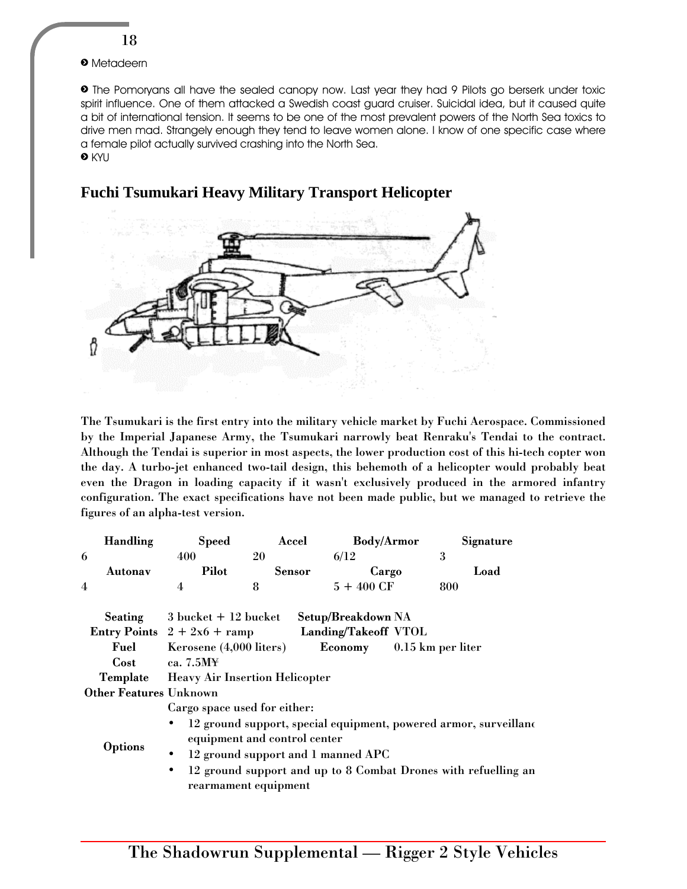❯ Metadeern

❯ The Pomoryans all have the sealed canopy now. Last year they had 9 Pilots go berserk under toxic spirit influence. One of them attacked a Swedish coast guard cruiser. Suicidal idea, but it caused quite a bit of international tension. It seems to be one of the most prevalent powers of the North Sea toxics to drive men mad. Strangely enough they tend to leave women alone. I know of one specific case where a female pilot actually survived crashing into the North Sea.
❯ KYU

## Fuchi Tsumukari Heavy Military Transport Helicopter

**The Tsumukari is the first entry into the military vehicle market by Fuchi Aerospace. Commissioned by the Imperial Japanese Army, the Tsumukari narrowly beat Renraku's Tendai to the contract. Although the Tendai is superior in most aspects, the lower production cost of this hi-tech copter won the day. A turbo-jet enhanced two-tail design, this behemoth of a helicopter would probably beat even the Dragon in loading capacity if it wasn't exclusively produced in the armored infantry configuration. The exact specifications have not been made public, but we managed to retrieve the figures of an alpha-test version.**

| Handling | Speed | Accel | Body/Armor | Signature |
|---|---|---|---|---|
| 6 | 400 | 20 | 6/12 | 3 |
| **Autonav** | **Pilot** | **Sensor** | **Cargo** | **Load** |
| 4 | 4 | 8 | 5 + 400 CF | 800 |

**Seating** 3 bucket + 12 bucket **Setup/Breakdown** NA
**Entry Points** 2 + 2x6 + ramp **Landing/Takeoff** VTOL
**Fuel** Kerosene (4,000 liters) **Economy** 0.15 km per liter
**Cost** ca. 7.5M¥
**Template** Heavy Air Insertion Helicopter
**Other Features** Unknown
**Options** Cargo space used for either:

- 12 ground support, special equipment, powered armor, surveillanc equipment and control center
- 12 ground support and 1 manned APC
- 12 ground support and up to 8 Combat Drones with refuelling an rearmament equipment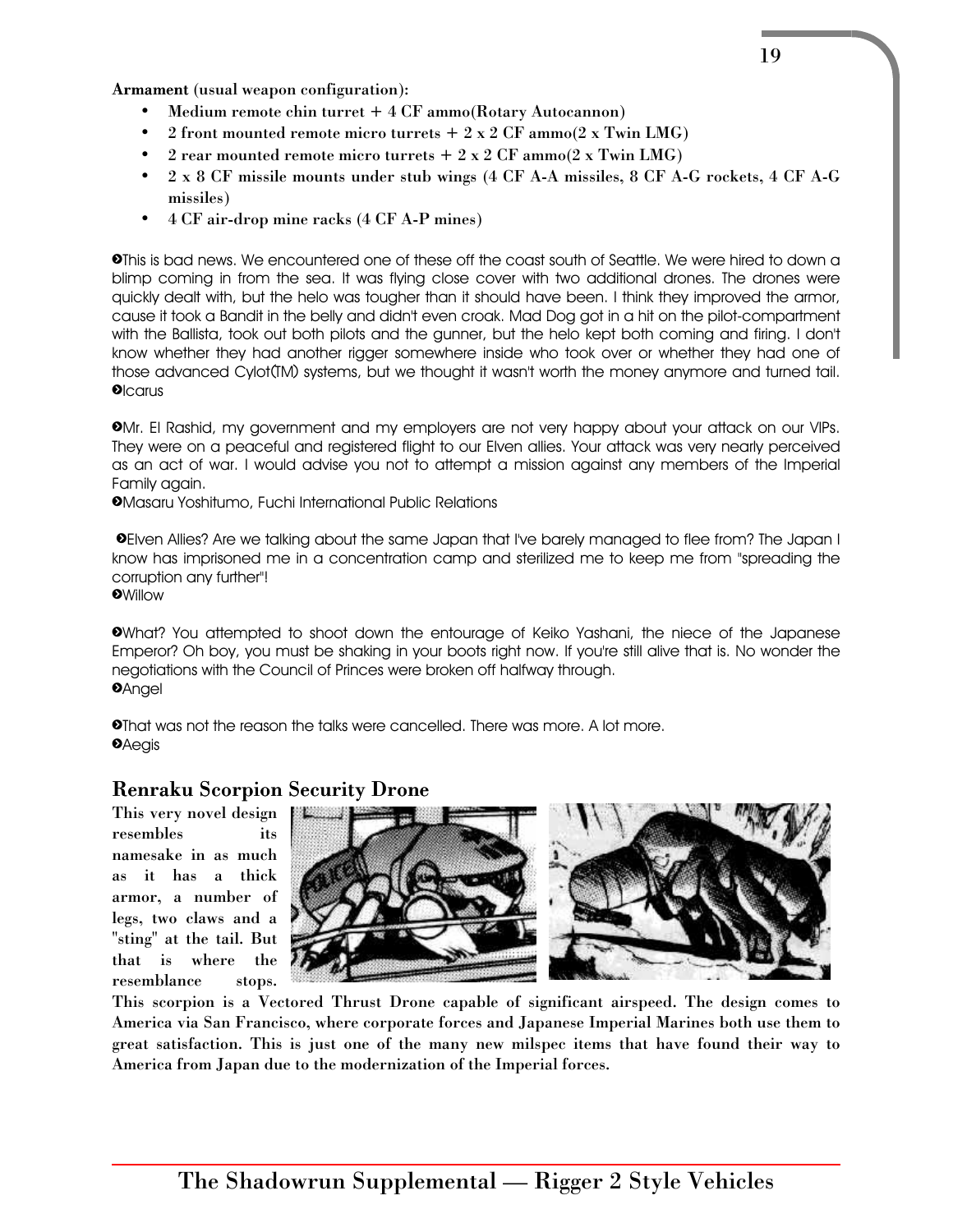**Armament** (usual weapon configuration):

- Medium remote chin turret + 4 CF ammo(Rotary Autocannon)
- 2 front mounted remote micro turrets + 2 x 2 CF ammo(2 x Twin LMG)
- 2 rear mounted remote micro turrets + 2 x 2 CF ammo(2 x Twin LMG)
- 2 x 8 CF missile mounts under stub wings (4 CF A-A missiles, 8 CF A-G rockets, 4 CF A-G missiles)
- 4 CF air-drop mine racks (4 CF A-P mines)

➋This is bad news. We encountered one of these off the coast south of Seattle. We were hired to down a blimp coming in from the sea. It was flying close cover with two additional drones. The drones were quickly dealt with, but the helo was tougher than it should have been. I think they improved the armor, cause it took a Bandit in the belly and didn't even croak. Mad Dog got in a hit on the pilot-compartment with the Ballista, took out both pilots and the gunner, but the helo kept both coming and firing. I don't know whether they had another rigger somewhere inside who took over or whether they had one of those advanced Cylot(TM) systems, but we thought it wasn't worth the money anymore and turned tail.
➋Icarus

➋Mr. El Rashid, my government and my employers are not very happy about your attack on our VIPs. They were on a peaceful and registered flight to our Elven allies. Your attack was very nearly perceived as an act of war. I would advise you not to attempt a mission against any members of the Imperial Family again.
➋Masaru Yoshitumo, Fuchi International Public Relations

➋Elven Allies? Are we talking about the same Japan that I've barely managed to flee from? The Japan I know has imprisoned me in a concentration camp and sterilized me to keep me from "spreading the corruption any further"!
➋Willow

➋What? You attempted to shoot down the entourage of Keiko Yashani, the niece of the Japanese Emperor? Oh boy, you must be shaking in your boots right now. If you're still alive that is. No wonder the negotiations with the Council of Princes were broken off halfway through.
➋Angel

➋That was not the reason the talks were cancelled. There was more. A lot more.
➋Aegis

## Renraku Scorpion Security Drone

**This very novel design resembles its namesake in as much as it has a thick armor, a number of legs, two claws and a "sting" at the tail. But that is where the resemblance stops. This scorpion is a Vectored Thrust Drone capable of significant airspeed. The design comes to America via San Francisco, where corporate forces and Japanese Imperial Marines both use them to great satisfaction. This is just one of the many new milspec items that have found their way to America from Japan due to the modernization of the Imperial forces.**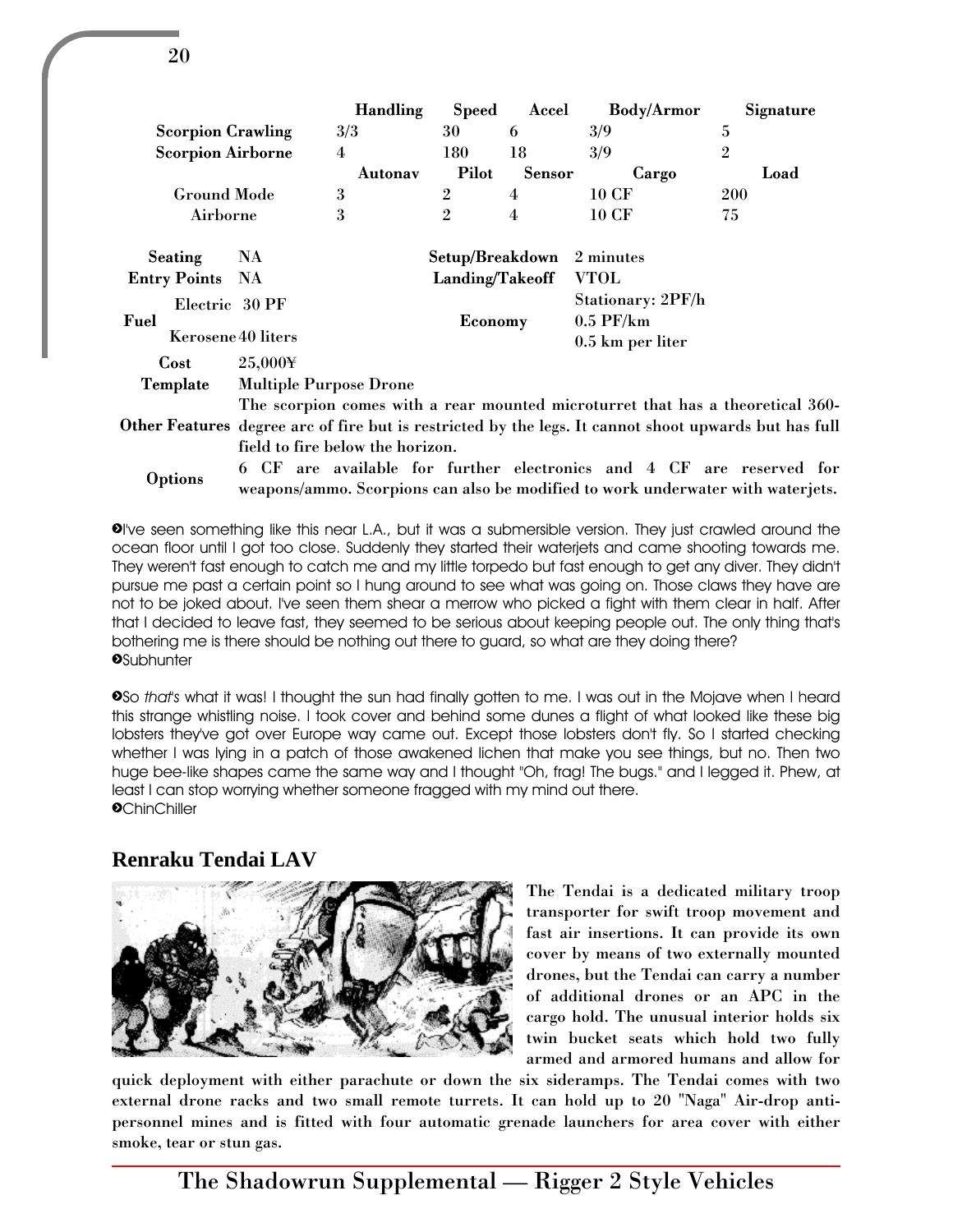| | Handling | Speed | Accel | Body/Armor | Signature |
|---|---|---|---|---|---|
| Scorpion Crawling | 3/3 | 30 | 6 | 3/9 | 5 |
| Scorpion Airborne | 4 | 180 | 18 | 3/9 | 2 |
| | Autonav | Pilot | Sensor | Cargo | Load |
| Ground Mode | 3 | 2 | 4 | 10 CF | 200 |
| Airborne | 3 | 2 | 4 | 10 CF | 75 |

| | | | |
|---|---|---|---|
| Seating | NA | Setup/Breakdown | 2 minutes |
| Entry Points | NA | Landing/Takeoff | VTOL |
| Fuel | Electric 30 PF<br>Kerosene 40 liters | Economy | Stationary: 2PF/h<br>0.5 PF/km<br>0.5 km per liter |
| Cost | 25,000¥ | | |
| Template | Multiple Purpose Drone | | |
| Other Features | The scorpion comes with a rear mounted microturret that has a theoretical 360-degree arc of fire but is restricted by the legs. It cannot shoot upwards but has full field to fire below the horizon. | | |
| Options | 6 CF are available for further electronics and 4 CF are reserved for weapons/ammo. Scorpions can also be modified to work underwater with waterjets. | | |

➋I've seen something like this near L.A., but it was a submersible version. They just crawled around the ocean floor until I got too close. Suddenly they started their waterjets and came shooting towards me. They weren't fast enough to catch me and my little torpedo but fast enough to get any diver. They didn't pursue me past a certain point so I hung around to see what was going on. Those claws they have are not to be joked about. I've seen them shear a merrow who picked a fight with them clear in half. After that I decided to leave fast, they seemed to be serious about keeping people out. The only thing that's bothering me is there should be nothing out there to guard, so what are they doing there?
➋Subhunter

➋So *that's* what it was! I thought the sun had finally gotten to me. I was out in the Mojave when I heard this strange whistling noise. I took cover and behind some dunes a flight of what looked like these big lobsters they've got over Europe way came out. Except those lobsters don't fly. So I started checking whether I was lying in a patch of those awakened lichen that make you see things, but no. Then two huge bee-like shapes came the same way and I thought "Oh, frag! The bugs." and I legged it. Phew, at least I can stop worrying whether someone fragged with my mind out there.
➋ChinChiller

## Renraku Tendai LAV

The Tendai is a dedicated military troop transporter for swift troop movement and fast air insertions. It can provide its own cover by means of two externally mounted drones, but the Tendai can carry a number of additional drones or an APC in the cargo hold. The unusual interior holds six twin bucket seats which hold two fully armed and armored humans and allow for quick deployment with either parachute or down the six sideramps. The Tendai comes with two external drone racks and two small remote turrets. It can hold up to 20 "Naga" Air-drop anti-personnel mines and is fitted with four automatic grenade launchers for area cover with either smoke, tear or stun gas.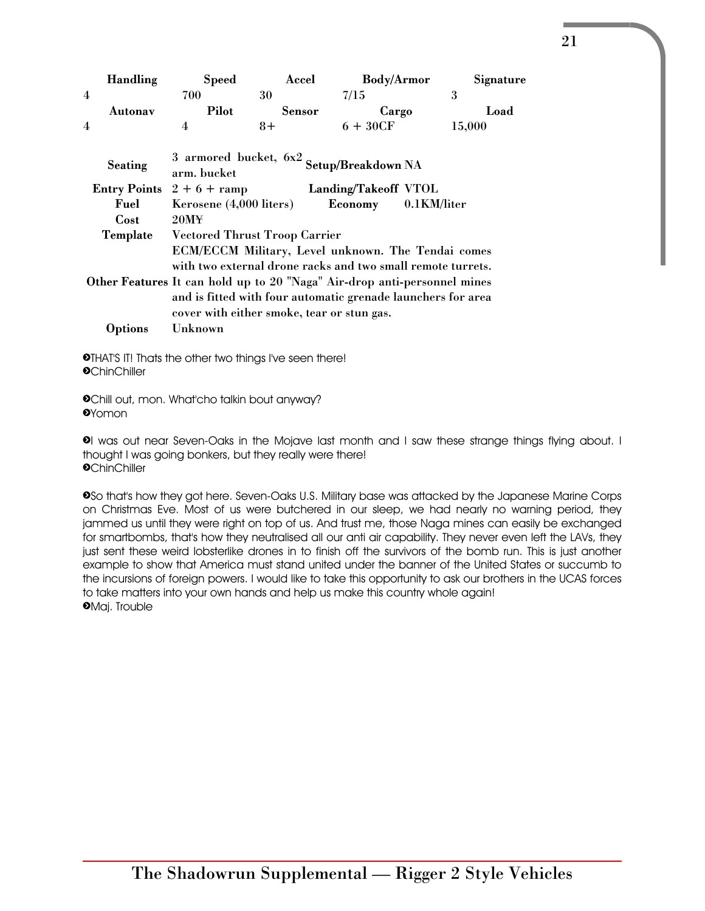| Handling | Speed | Accel | Body/Armor | Signature |
|---|---|---|---|---|
| 4 | 700 | 30 | 7/15 | 3 |
| **Autonav** | **Pilot** | **Sensor** | **Cargo** | **Load** |
| 4 | 4 | 8+ | 6 + 30CF | 15,000 |

| | | | |
|---|---|---|---|
| **Seating** | 3 armored bucket, 6x2 arm. bucket | **Setup/Breakdown** | NA |
| **Entry Points** | 2 + 6 + ramp | **Landing/Takeoff** | VTOL |
| **Fuel** | Kerosene (4,000 liters) | **Economy** | 0.1KM/liter |
| **Cost** | 20M¥ | | |
| **Template** | Vectored Thrust Troop Carrier | | |
| **Other Features** | ECM/ECCM Military, Level unknown. The Tendai comes with two external drone racks and two small remote turrets. It can hold up to 20 "Naga" Air-drop anti-personnel mines and is fitted with four automatic grenade launchers for area cover with either smoke, tear or stun gas. | | |
| **Options** | Unknown | | |

➲THAT'S IT! Thats the other two things I've seen there!
➲ChinChiller

➲Chill out, mon. What'cho talkin bout anyway?
➲Yomon

➲I was out near Seven-Oaks in the Mojave last month and I saw these strange things flying about. I thought I was going bonkers, but they really were there!
➲ChinChiller

➲So that's how they got here. Seven-Oaks U.S. Military base was attacked by the Japanese Marine Corps on Christmas Eve. Most of us were butchered in our sleep, we had nearly no warning period, they jammed us until they were right on top of us. And trust me, those Naga mines can easily be exchanged for smartbombs, that's how they neutralised all our anti air capability. They never even left the LAVs, they just sent these weird lobsterlike drones in to finish off the survivors of the bomb run. This is just another example to show that America must stand united under the banner of the United States or succumb to the incursions of foreign powers. I would like to take this opportunity to ask our brothers in the UCAS forces to take matters into your own hands and help us make this country whole again!
➲Maj. Trouble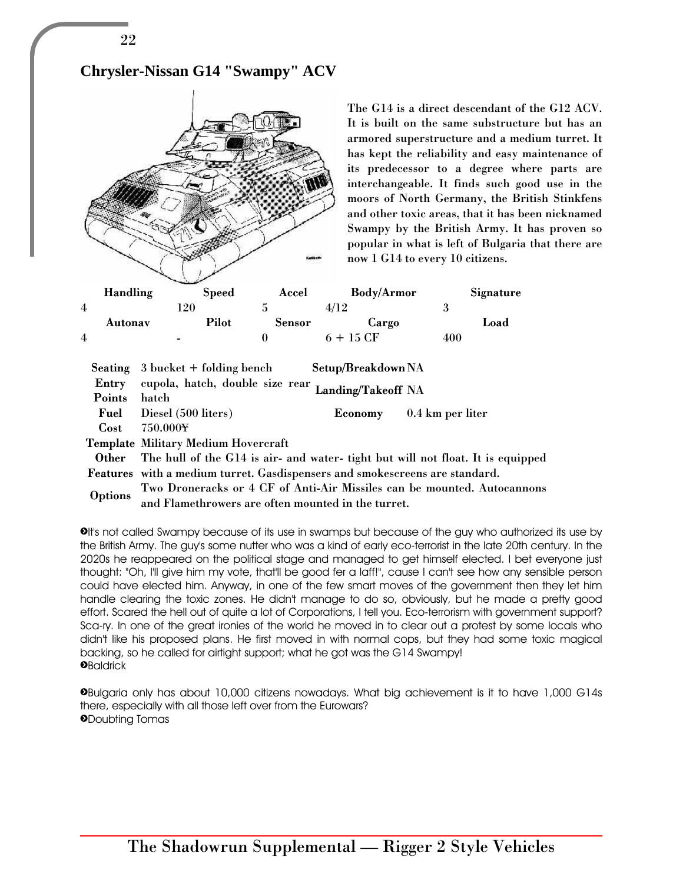## Chrysler-Nissan G14 "Swampy" ACV

The G14 is a direct descendant of the G12 ACV. It is built on the same substructure but has an armored superstructure and a medium turret. It has kept the reliability and easy maintenance of its predecessor to a degree where parts are interchangeable. It finds such good use in the moors of North Germany, the British Stinkfens and other toxic areas, that it has been nicknamed Swampy by the British Army. It has proven so popular in what is left of Bulgaria that there are now 1 G14 to every 10 citizens.

| Handling | Speed | Accel | Body/Armor | Signature |
|---|---|---|---|---|
| 4 | 120 | 5 | 4/12 | 3 |
| **Autonav** | **Pilot** | **Sensor** | **Cargo** | **Load** |
| 4 | - | 0 | 6 + 15 CF | 400 |

| | | | |
|---|---|---|---|
| **Seating** | 3 bucket + folding bench | **Setup/Breakdown** | NA |
| **Entry Points** | cupola, hatch, double size rear hatch | **Landing/Takeoff** | NA |
| **Fuel** | Diesel (500 liters) | **Economy** | 0.4 km per liter |
| **Cost** | 750.000¥ | | |
| **Template** | Military Medium Hovercraft | | |
| **Other Features** | The hull of the G14 is air- and water- tight but will not float. It is equipped with a medium turret. Gasdispensers and smokescreens are standard. | | |
| **Options** | Two Droneracks or 4 CF of Anti-Air Missiles can be mounted. Autocannons and Flamethrowers are often mounted in the turret. | | |

➋It's not called Swampy because of its use in swamps but because of the guy who authorized its use by the British Army. The guy's some nutter who was a kind of early eco-terrorist in the late 20th century. In the 2020s he reappeared on the political stage and managed to get himself elected. I bet everyone just thought: "Oh, I'll give him my vote, that'll be good fer a laff!", cause I can't see how any sensible person could have elected him. Anyway, in one of the few smart moves of the government then they let him handle clearing the toxic zones. He didn't manage to do so, obviously, but he made a pretty good effort. Scared the hell out of quite a lot of Corporations, I tell you. Eco-terrorism with government support? Sca-ry. In one of the great ironies of the world he moved in to clear out a protest by some locals who didn't like his proposed plans. He first moved in with normal cops, but they had some toxic magical backing, so he called for airtight support; what he got was the G14 Swampy!
➋Baldrick

➋Bulgaria only has about 10,000 citizens nowadays. What big achievement is it to have 1,000 G14s there, especially with all those left over from the Eurowars?
➋Doubting Tomas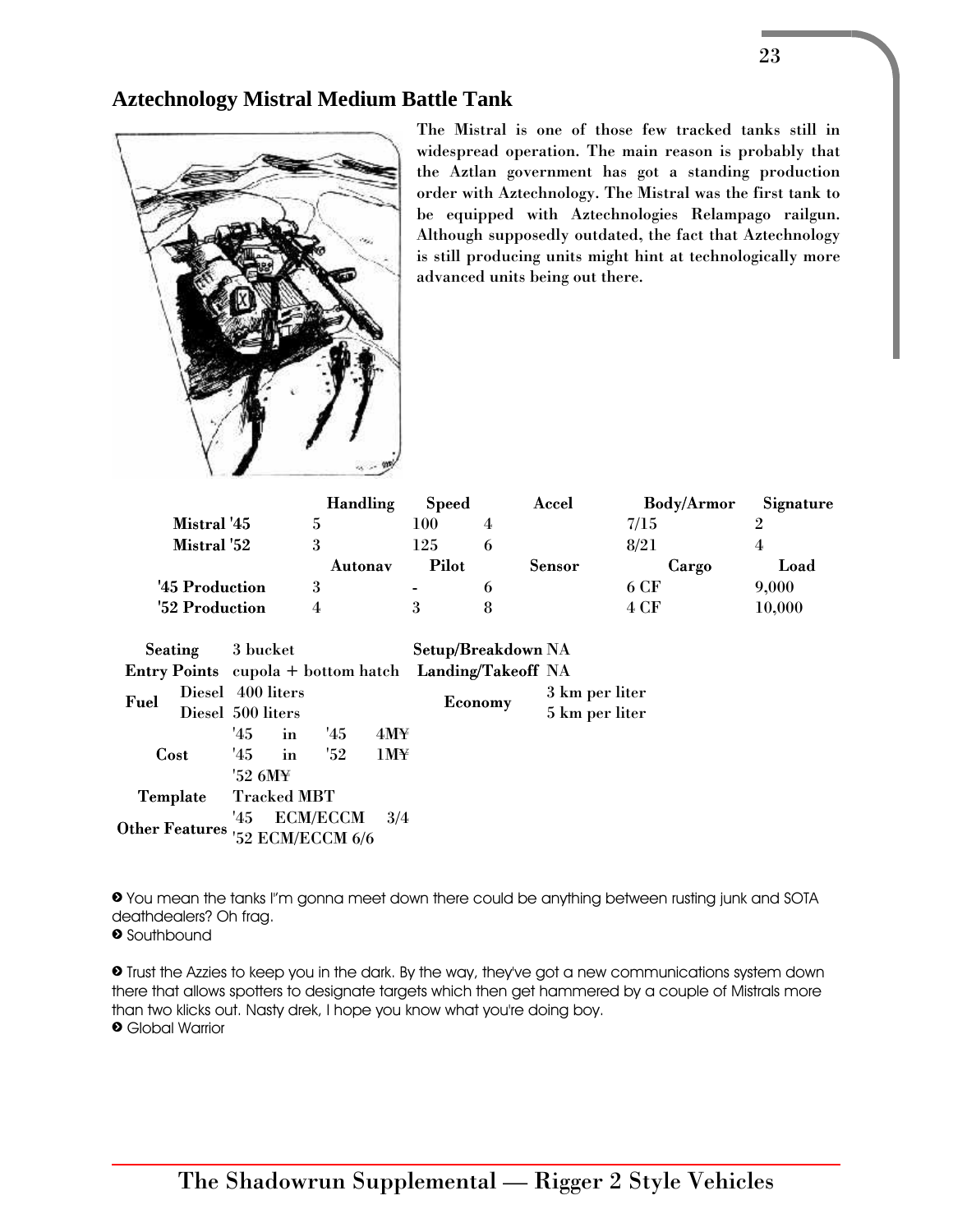## Aztechnology Mistral Medium Battle Tank

The Mistral is one of those few tracked tanks still in widespread operation. The main reason is probably that the Aztlan government has got a standing production order with Aztechnology. The Mistral was the first tank to be equipped with Aztechnologies Relampago railgun. Although supposedly outdated, the fact that Aztechnology is still producing units might hint at technologically more advanced units being out there.

| | Handling | Speed | Accel | Body/Armor | Signature |
|---|---|---|---|---|---|
| Mistral '45 | 5 | 100 | 4 | 7/15 | 2 |
| Mistral '52 | 3 | 125 | 6 | 8/21 | 4 |
| | Autonav | Pilot | Sensor | Cargo | Load |
| '45 Production | 3 | - | 6 | 6 CF | 9,000 |
| '52 Production | 4 | 3 | 8 | 4 CF | 10,000 |

| | | | |
|---|---|---|---|
| Seating | 3 bucket | Setup/Breakdown | NA |
| Entry Points | cupola + bottom hatch | Landing/Takeoff | NA |
| Fuel | Diesel 400 liters<br>Diesel 500 liters | Economy | 3 km per liter<br>5 km per liter |
| Cost | '45 in '45 4M¥<br>'45 in '52 1M¥<br>'52 6M¥ | | |
| Template | Tracked MBT | | |
| Other Features | '45 ECM/ECCM 3/4<br>'52 ECM/ECCM 6/6 | | |

➋ You mean the tanks I"m gonna meet down there could be anything between rusting junk and SOTA deathdealers? Oh frag.
➋ Southbound

➋ Trust the Azzies to keep you in the dark. By the way, they've got a new communications system down there that allows spotters to designate targets which then get hammered by a couple of Mistrals more than two klicks out. Nasty drek, I hope you know what you're doing boy.
➋ Global Warrior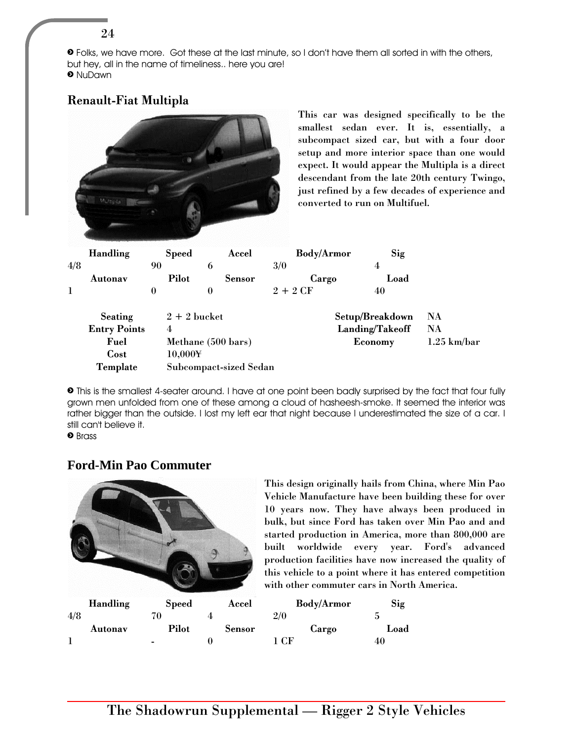➋ Folks, we have more. Got these at the last minute, so I don't have them all sorted in with the others, but hey, all in the name of timeliness.. here you are!
➋ NuDawn

## Renault-Fiat Multipla

This car was designed specifically to be the smallest sedan ever. It is, essentially, a subcompact sized car, but with a four door setup and more interior space than one would expect. It would appear the Multipla is a direct descendant from the late 20th century Twingo, just refined by a few decades of experience and converted to run on Multifuel.

| Handling | Speed | Accel | Body/Armor | Sig |
|---|---|---|---|---|
| 4/8 | 90 | 6 | 3/0 | 4 |
| **Autonav** | **Pilot** | **Sensor** | **Cargo** | **Load** |
| 1 | 0 | 0 | 2 + 2 CF | 40 |

| | | | |
|---|---|---|---|
| **Seating** | 2 + 2 bucket | **Setup/Breakdown** | NA |
| **Entry Points** | 4 | **Landing/Takeoff** | NA |
| **Fuel** | Methane (500 bars) | **Economy** | 1.25 km/bar |
| **Cost** | 10,000¥ | | |
| **Template** | Subcompact-sized Sedan | | |

➋ This is the smallest 4-seater around. I have at one point been badly surprised by the fact that four fully grown men unfolded from one of these among a cloud of hasheesh-smoke. It seemed the interior was rather bigger than the outside. I lost my left ear that night because I underestimated the size of a car. I still can't believe it.
➋ Brass

## Ford-Min Pao Commuter

This design originally hails from China, where Min Pao Vehicle Manufacture have been building these for over 10 years now. They have always been produced in bulk, but since Ford has taken over Min Pao and and started production in America, more than 800,000 are built worldwide every year. Ford's advanced production facilities have now increased the quality of this vehicle to a point where it has entered competition with other commuter cars in North America.

| Handling | Speed | Accel | Body/Armor | Sig |
|---|---|---|---|---|
| 4/8 | 70 | 4 | 2/0 | 5 |
| **Autonav** | **Pilot** | **Sensor** | **Cargo** | **Load** |
| 1 | - | 0 | 1 CF | 40 |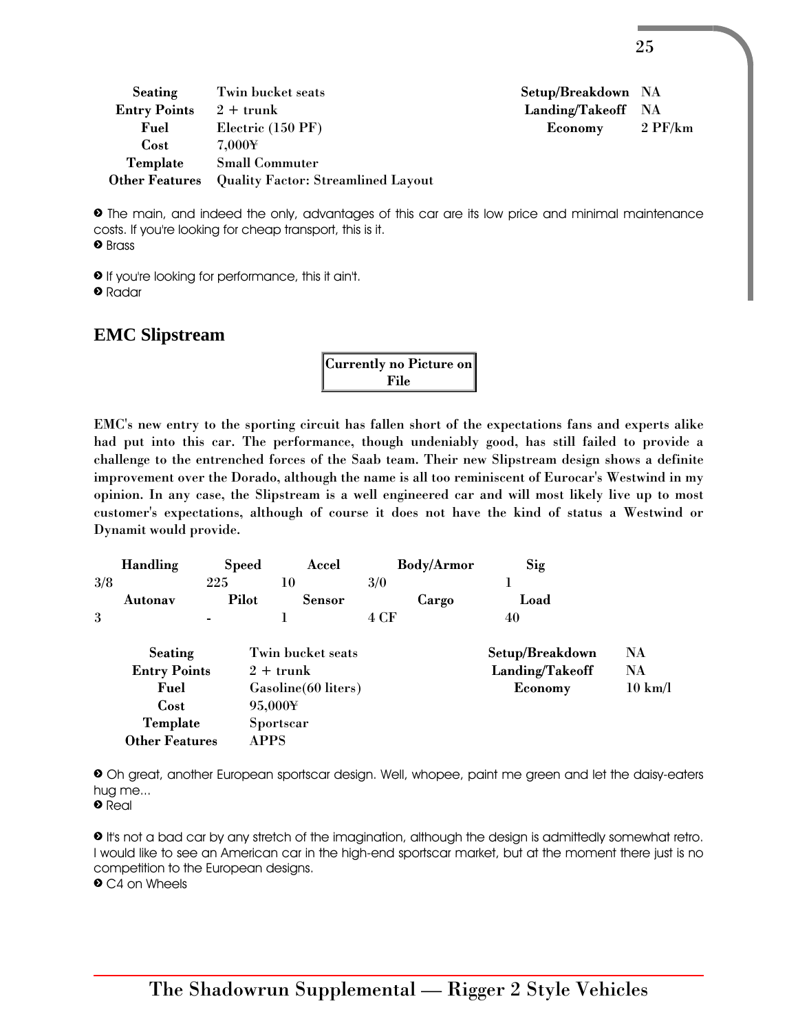| | | | |
|---|---|---|---|
| **Seating** | Twin bucket seats | **Setup/Breakdown** | NA |
| **Entry Points** | 2 + trunk | **Landing/Takeoff** | NA |
| **Fuel** | Electric (150 PF) | **Economy** | 2 PF/km |
| **Cost** | 7,000¥ | | |
| **Template** | Small Commuter | | |
| **Other Features** | Quality Factor: Streamlined Layout | | |

➋ The main, and indeed the only, advantages of this car are its low price and minimal maintenance costs. If you're looking for cheap transport, this is it.
➋ Brass

➋ If you're looking for performance, this it ain't.
➋ Radar

## EMC Slipstream

**Currently no Picture on File**

**EMC's new entry to the sporting circuit has fallen short of the expectations fans and experts alike had put into this car. The performance, though undeniably good, has still failed to provide a challenge to the entrenched forces of the Saab team. Their new Slipstream design shows a definite improvement over the Dorado, although the name is all too reminiscent of Eurocar's Westwind in my opinion. In any case, the Slipstream is a well engineered car and will most likely live up to most customer's expectations, although of course it does not have the kind of status a Westwind or Dynamit would provide.**

| Handling | Speed | Accel | Body/Armor | Sig |
|---|---|---|---|---|
| 3/8 | 225 | 10 | 3/0 | 1 |
| **Autonav** | **Pilot** | **Sensor** | **Cargo** | **Load** |
| 3 | - | 1 | 4 CF | 40 |

| | | | |
|---|---|---|---|
| **Seating** | Twin bucket seats | **Setup/Breakdown** | NA |
| **Entry Points** | 2 + trunk | **Landing/Takeoff** | NA |
| **Fuel** | Gasoline(60 liters) | **Economy** | 10 km/l |
| **Cost** | 95,000¥ | | |
| **Template** | Sportscar | | |
| **Other Features** | APPS | | |

➋ Oh great, another European sportscar design. Well, whopee, paint me green and let the daisy-eaters hug me...
➋ Real

➋ It's not a bad car by any stretch of the imagination, although the design is admittedly somewhat retro. I would like to see an American car in the high-end sportscar market, but at the moment there just is no competition to the European designs.
➋ C4 on Wheels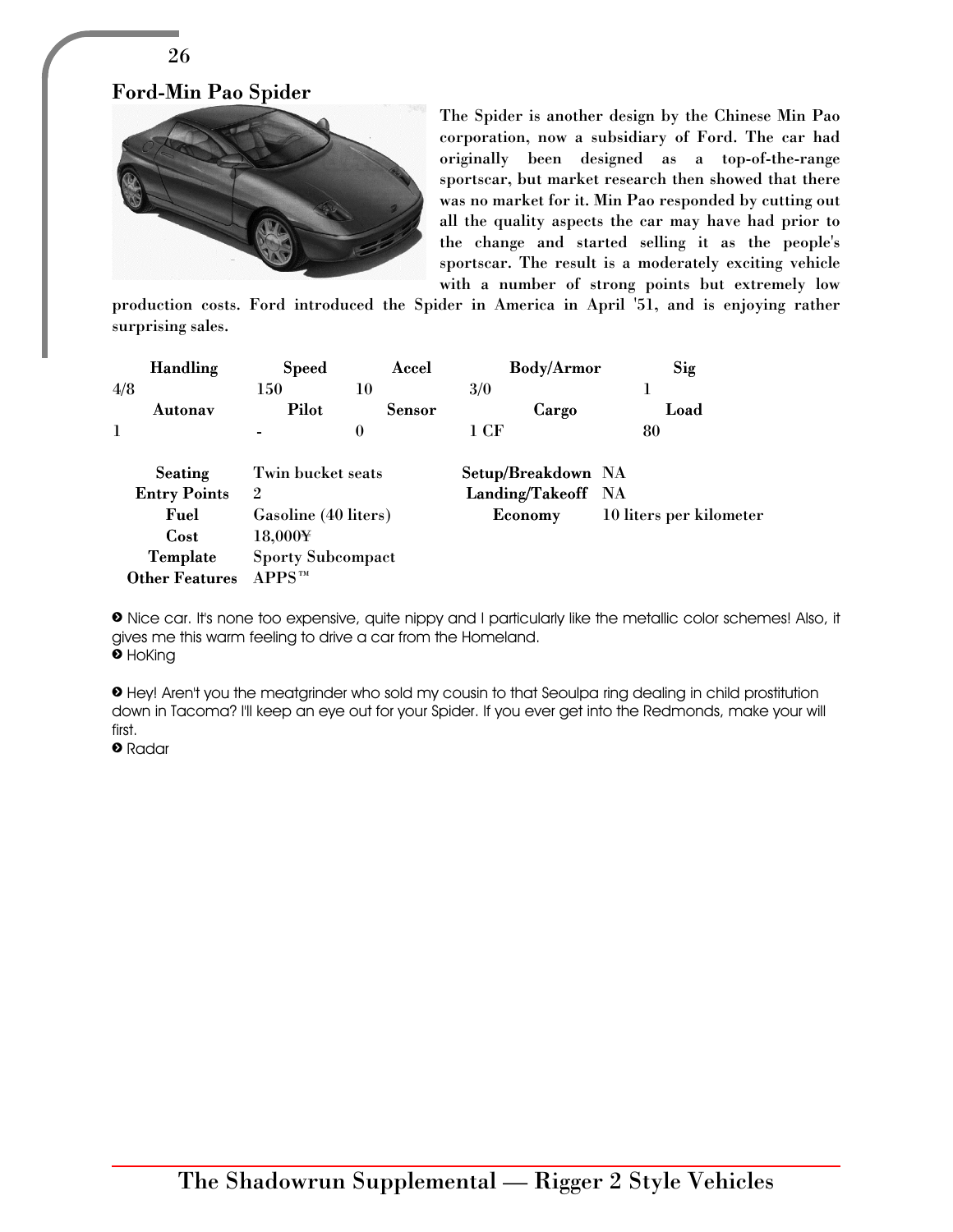## Ford-Min Pao Spider

The Spider is another design by the Chinese Min Pao corporation, now a subsidiary of Ford. The car had originally been designed as a top-of-the-range sportscar, but market research then showed that there was no market for it. Min Pao responded by cutting out all the quality aspects the car may have had prior to the change and started selling it as the people's sportscar. The result is a moderately exciting vehicle with a number of strong points but extremely low production costs. Ford introduced the Spider in America in April '51, and is enjoying rather surprising sales.

| Handling | Speed | Accel | Body/Armor | Sig |
|---|---|---|---|---|
| 4/8 | 150 | 10 | 3/0 | 1 |
| **Autonav** | **Pilot** | **Sensor** | **Cargo** | **Load** |
| 1 | - | 0 | 1 CF | 80 |

| | | | |
|---|---|---|---|
| **Seating** | Twin bucket seats | **Setup/Breakdown** | NA |
| **Entry Points** | 2 | **Landing/Takeoff** | NA |
| **Fuel** | Gasoline (40 liters) | **Economy** | 10 liters per kilometer |
| **Cost** | 18,000¥ | | |
| **Template** | Sporty Subcompact | | |
| **Other Features** | APPS™ | | |

➋ Nice car. It's none too expensive, quite nippy and I particularly like the metallic color schemes! Also, it gives me this warm feeling to drive a car from the Homeland.
➋ HoKing

➋ Hey! Aren't you the meatgrinder who sold my cousin to that Seoulpa ring dealing in child prostitution down in Tacoma? I'll keep an eye out for your Spider. If you ever get into the Redmonds, make your will first.
➋ Radar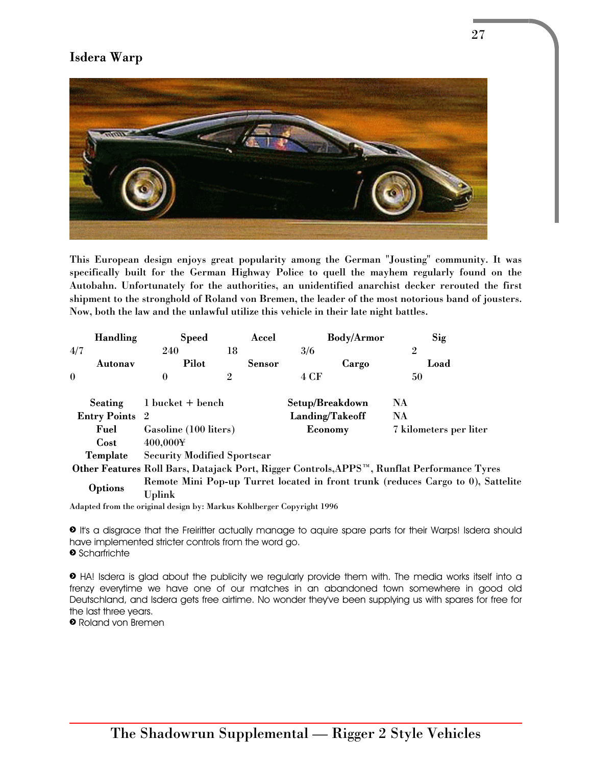## Isdera Warp

This European design enjoys great popularity among the German "Jousting" community. It was specifically built for the German Highway Police to quell the mayhem regularly found on the Autobahn. Unfortunately for the authorities, an unidentified anarchist decker rerouted the first shipment to the stronghold of Roland von Bremen, the leader of the most notorious band of jousters. Now, both the law and the unlawful utilize this vehicle in their late night battles.

| Handling | Speed | Accel | Body/Armor | Sig |
|---|---|---|---|---|
| 4/7 | 240 | 18 | 3/6 | 2 |
| **Autonav** | **Pilot** | **Sensor** | **Cargo** | **Load** |
| 0 | 0 | 2 | 4 CF | 50 |

| | | | |
|---|---|---|---|
| **Seating** | 1 bucket + bench | **Setup/Breakdown** | NA |
| **Entry Points** | 2 | **Landing/Takeoff** | NA |
| **Fuel** | Gasoline (100 liters) | **Economy** | 7 kilometers per liter |
| **Cost** | 400,000¥ | | |
| **Template** | Security Modified Sportscar | | |
| **Other Features** | Roll Bars, Datajack Port, Rigger Controls,APPS™, Runflat Performance Tyres | | |
| **Options** | Remote Mini Pop-up Turret located in front trunk (reduces Cargo to 0), Sattelite Uplink | | |

Adapted from the original design by: Markus Kohlberger Copyright 1996

» It's a disgrace that the Freiritter actually manage to aquire spare parts for their Warps! Isdera should have implemented stricter controls from the word go.
» Scharfrichte

» HA! Isdera is glad about the publicity we regularly provide them with. The media works itself into a frenzy everytime we have one of our matches in an abandoned town somewhere in good old Deutschland, and Isdera gets free airtime. No wonder they've been supplying us with spares for free for the last three years.
» Roland von Bremen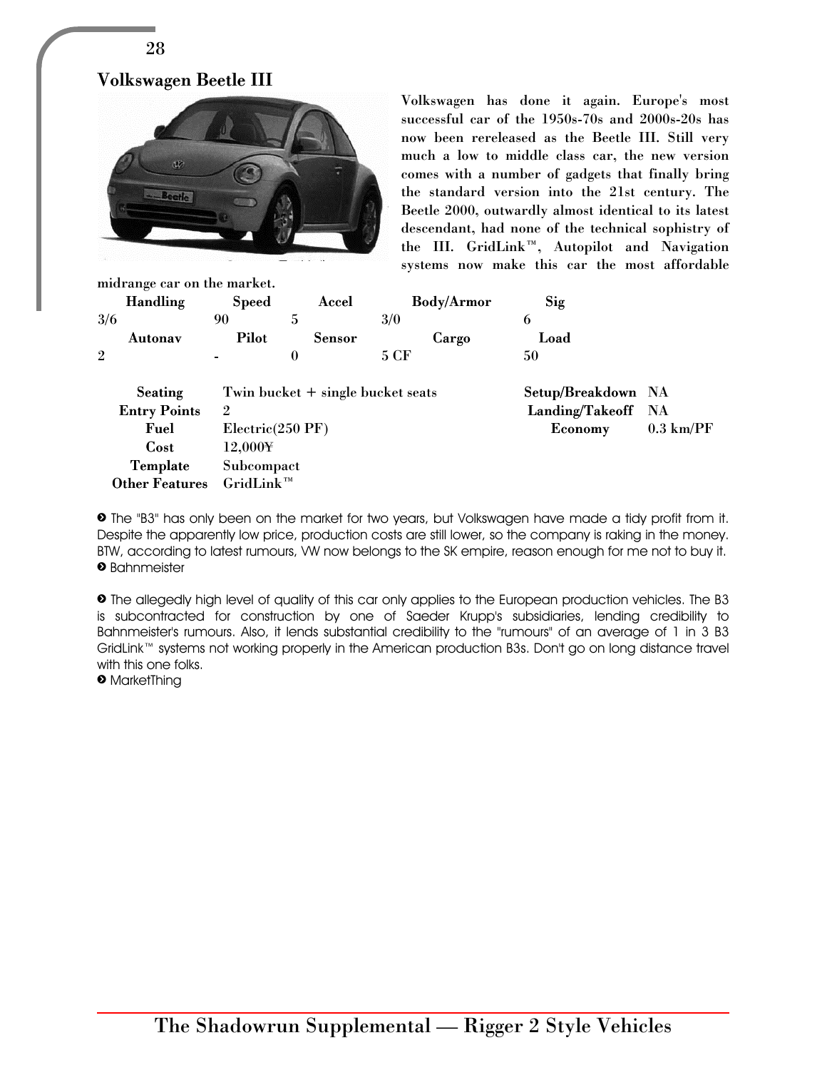## Volkswagen Beetle III

Volkswagen has done it again. Europe's most successful car of the 1950s-70s and 2000s-20s has now been rereleased as the Beetle III. Still very much a low to middle class car, the new version comes with a number of gadgets that finally bring the standard version into the 21st century. The Beetle 2000, outwardly almost identical to its latest descendant, had none of the technical sophistry of the III. GridLink™, Autopilot and Navigation systems now make this car the most affordable midrange car on the market.

| Handling | Speed | Accel | Body/Armor | Sig |
|---|---|---|---|---|
| 3/6 | 90 | 5 | 3/0 | 6 |
| **Autonav** | **Pilot** | **Sensor** | **Cargo** | **Load** |
| 2 | - | 0 | 5 CF | 50 |

| | | | |
|---|---|---|---|
| **Seating** | Twin bucket + single bucket seats | **Setup/Breakdown** | NA |
| **Entry Points** | 2 | **Landing/Takeoff** | NA |
| **Fuel** | Electric(250 PF) | **Economy** | 0.3 km/PF |
| **Cost** | 12,000¥ | | |
| **Template** | Subcompact | | |
| **Other Features** | GridLink™ | | |

➲ The "B3" has only been on the market for two years, but Volkswagen have made a tidy profit from it. Despite the apparently low price, production costs are still lower, so the company is raking in the money. BTW, according to latest rumours, VW now belongs to the SK empire, reason enough for me not to buy it.
➲ Bahnmeister

➲ The allegedly high level of quality of this car only applies to the European production vehicles. The B3 is subcontracted for construction by one of Saeder Krupp's subsidiaries, lending credibility to Bahnmeister's rumours. Also, it lends substantial credibility to the "rumours" of an average of 1 in 3 B3 GridLink™ systems not working properly in the American production B3s. Don't go on long distance travel with this one folks.
➲ MarketThing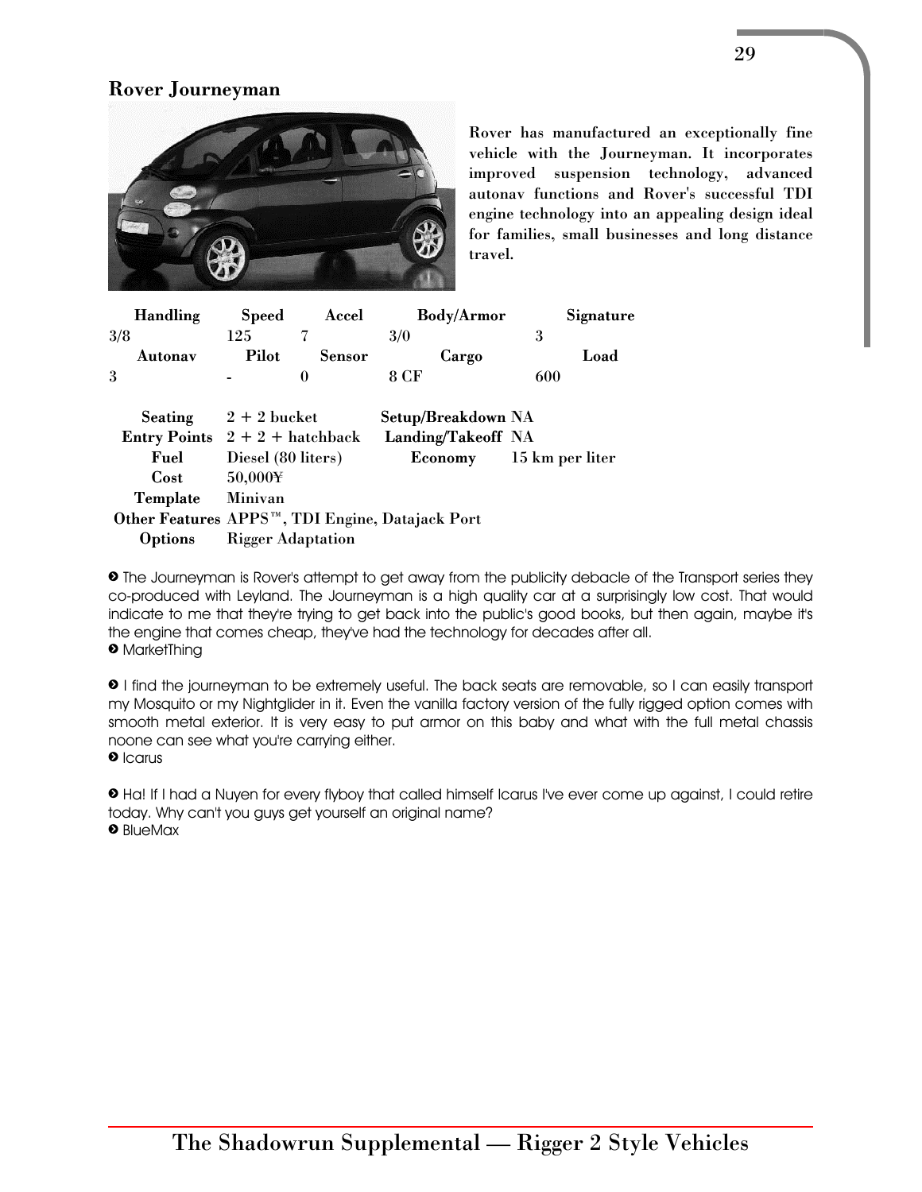## Rover Journeyman

Rover has manufactured an exceptionally fine vehicle with the Journeyman. It incorporates improved suspension technology, advanced autonav functions and Rover's successful TDI engine technology into an appealing design ideal for families, small businesses and long distance travel.

| Handling | Speed | Accel | Body/Armor | Signature |
|---|---|---|---|---|
| 3/8 | 125 | 7 | 3/0 | 3 |
| **Autonav** | **Pilot** | **Sensor** | **Cargo** | **Load** |
| 3 | - | 0 | 8 CF | 600 |

| | | | |
|---|---|---|---|
| **Seating** | 2 + 2 bucket | **Setup/Breakdown** | NA |
| **Entry Points** | 2 + 2 + hatchback | **Landing/Takeoff** | NA |
| **Fuel** | Diesel (80 liters) | **Economy** | 15 km per liter |
| **Cost** | 50,000¥ | | |
| **Template** | Minivan | | |
| **Other Features** | APPS™, TDI Engine, Datajack Port | | |
| **Options** | Rigger Adaptation | | |

➋ The Journeyman is Rover's attempt to get away from the publicity debacle of the Transport series they co-produced with Leyland. The Journeyman is a high quality car at a surprisingly low cost. That would indicate to me that they're trying to get back into the public's good books, but then again, maybe it's the engine that comes cheap, they've had the technology for decades after all.
➋ MarketThing

➋ I find the journeyman to be extremely useful. The back seats are removable, so I can easily transport my Mosquito or my Nightglider in it. Even the vanilla factory version of the fully rigged option comes with smooth metal exterior. It is very easy to put armor on this baby and what with the full metal chassis noone can see what you're carrying either.
➋ Icarus

➋ Ha! If I had a Nuyen for every flyboy that called himself Icarus I've ever come up against, I could retire today. Why can't you guys get yourself an original name?
➋ BlueMax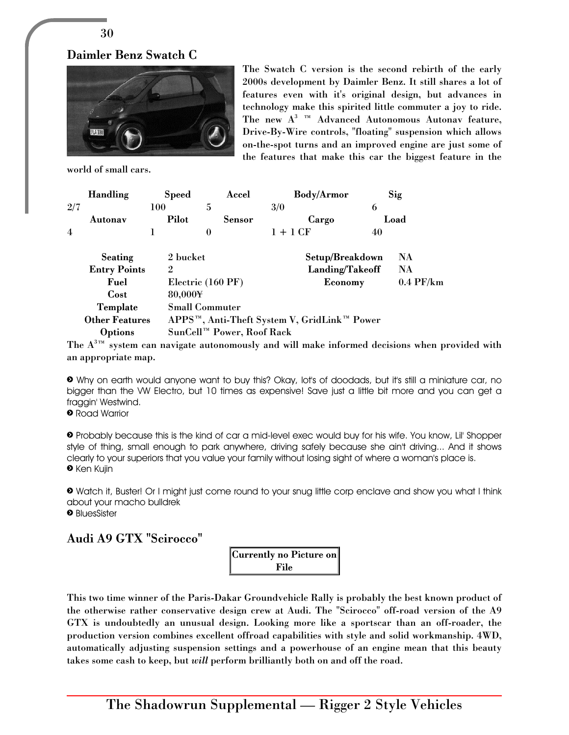## Daimler Benz Swatch C

The Swatch C version is the second rebirth of the early 2000s development by Daimler Benz. It still shares a lot of features even with it's original design, but advances in technology make this spirited little commuter a joy to ride. The new A$^3$ ™ Advanced Autonomous Autonav feature, Drive-By-Wire controls, "floating" suspension which allows on-the-spot turns and an improved engine are just some of the features that make this car the biggest feature in the world of small cars.

| Handling | Speed | Accel | Body/Armor | Sig |
|---|---|---|---|---|
| 2/7 | 100 | 5 | 3/0 | 6 |
| **Autonav** | **Pilot** | **Sensor** | **Cargo** | **Load** |
| 4 | 1 | 0 | 1 + 1 CF | 40 |

| | | | |
|---|---|---|---|
| **Seating** | 2 bucket | **Setup/Breakdown** | NA |
| **Entry Points** | 2 | **Landing/Takeoff** | NA |
| **Fuel** | Electric (160 PF) | **Economy** | 0.4 PF/km |
| **Cost** | 80,000¥ | | |
| **Template** | Small Commuter | | |
| **Other Features** | APPS™, Anti-Theft System V, GridLink™ Power | | |
| **Options** | SunCell™ Power, Roof Rack | | |

The A$^3$™ system can navigate autonomously and will make informed decisions when provided with an appropriate map.

> Why on earth would anyone want to buy this? Okay, lot's of doodads, but it's still a miniature car, no bigger than the VW Electro, but 10 times as expensive! Save just a little bit more and you can get a fraggin' Westwind.
> Road Warrior

> Probably because this is the kind of car a mid-level exec would buy for his wife. You know, Lil' Shopper style of thing, small enough to park anywhere, driving safely because she ain't driving... And it shows clearly to your superiors that you value your family without losing sight of where a woman's place is.
> Ken Kujin

> Watch it, Buster! Or I might just come round to your snug little corp enclave and show you what I think about your macho bulldrek
> BluesSister

## Audi A9 GTX "Scirocco"

Currently no Picture on File

This two time winner of the Paris-Dakar Groundvehicle Rally is probably the best known product of the otherwise rather conservative design crew at Audi. The "Scirocco" off-road version of the A9 GTX is undoubtedly an unusual design. Looking more like a sportscar than an off-roader, the production version combines excellent offroad capabilities with style and solid workmanship. 4WD, automatically adjusting suspension settings and a powerhouse of an engine mean that this beauty takes some cash to keep, but *will* perform brilliantly both on and off the road.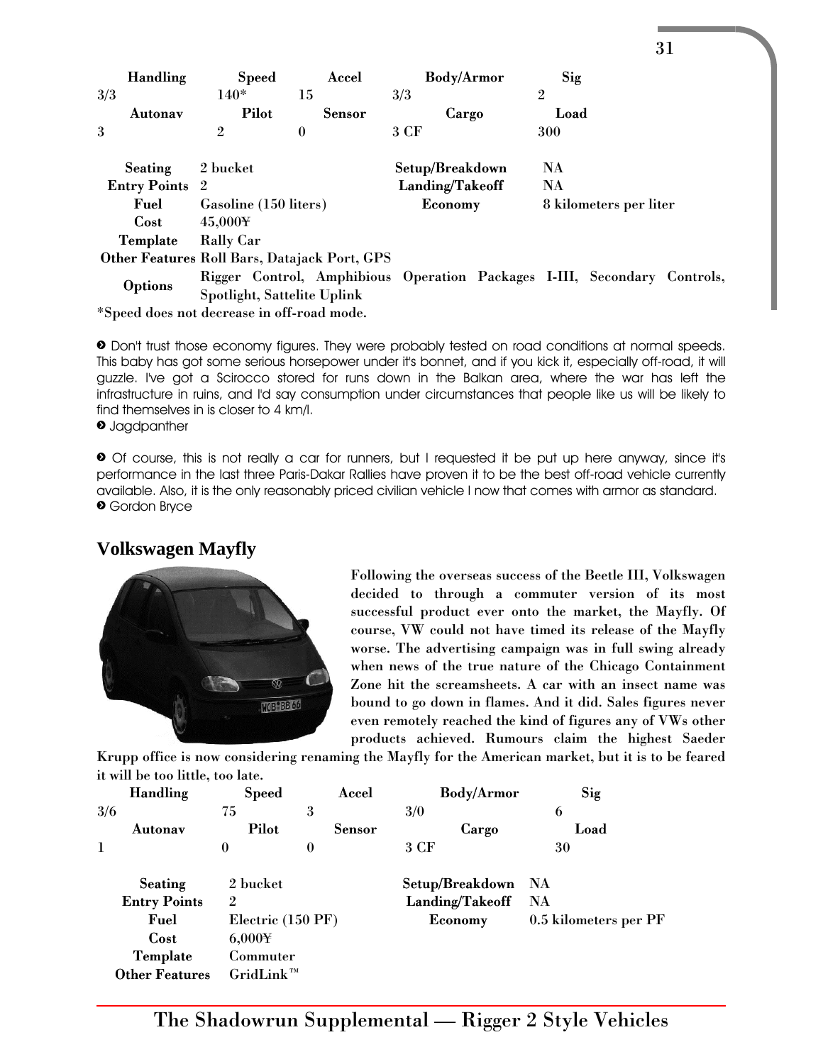| Handling | Speed | Accel | Body/Armor | Sig |
|---|---|---|---|---|
| 3/3 | 140* | 15 | 3/3 | 2 |
| **Autonav** | **Pilot** | **Sensor** | **Cargo** | **Load** |
| 3 | 2 | 0 | 3 CF | 300 |

| | | | |
|---|---|---|---|
| **Seating** | 2 bucket | **Setup/Breakdown** | NA |
| **Entry Points** | 2 | **Landing/Takeoff** | NA |
| **Fuel** | Gasoline (150 liters) | **Economy** | 8 kilometers per liter |
| **Cost** | 45,000¥ | | |
| **Template** | Rally Car | | |
| **Other Features** | Roll Bars, Datajack Port, GPS | | |
| **Options** | Rigger Control, Amphibious Operation Packages I-III, Secondary Controls, Spotlight, Sattelite Uplink | | |

*Speed does not decrease in off-road mode.

➲ Don't trust those economy figures. They were probably tested on road conditions at normal speeds. This baby has got some serious horsepower under it's bonnet, and if you kick it, especially off-road, it will guzzle. I've got a Scirocco stored for runs down in the Balkan area, where the war has left the infrastructure in ruins, and I'd say consumption under circumstances that people like us will be likely to find themselves in is closer to 4 km/l.
➲ Jagdpanther

➲ Of course, this is not really a car for runners, but I requested it be put up here anyway, since it's performance in the last three Paris-Dakar Rallies have proven it to be the best off-road vehicle currently available. Also, it is the only reasonably priced civilian vehicle I now that comes with armor as standard.
➲ Gordon Bryce

## Volkswagen Mayfly

**Following the overseas success of the Beetle III, Volkswagen decided to through a commuter version of its most successful product ever onto the market, the Mayfly. Of course, VW could not have timed its release of the Mayfly worse. The advertising campaign was in full swing already when news of the true nature of the Chicago Containment Zone hit the screamsheets. A car with an insect name was bound to go down in flames. And it did. Sales figures never even remotely reached the kind of figures any of VWs other products achieved. Rumours claim the highest Saeder Krupp office is now considering renaming the Mayfly for the American market, but it is to be feared it will be too little, too late.**

| Handling | Speed | Accel | Body/Armor | Sig |
|---|---|---|---|---|
| 3/6 | 75 | 3 | 3/0 | 6 |
| **Autonav** | **Pilot** | **Sensor** | **Cargo** | **Load** |
| 1 | 0 | 0 | 3 CF | 30 |

| | | | |
|---|---|---|---|
| **Seating** | 2 bucket | **Setup/Breakdown** | NA |
| **Entry Points** | 2 | **Landing/Takeoff** | NA |
| **Fuel** | Electric (150 PF) | **Economy** | 0.5 kilometers per PF |
| **Cost** | 6,000¥ | | |
| **Template** | Commuter | | |
| **Other Features** | GridLink™ | | |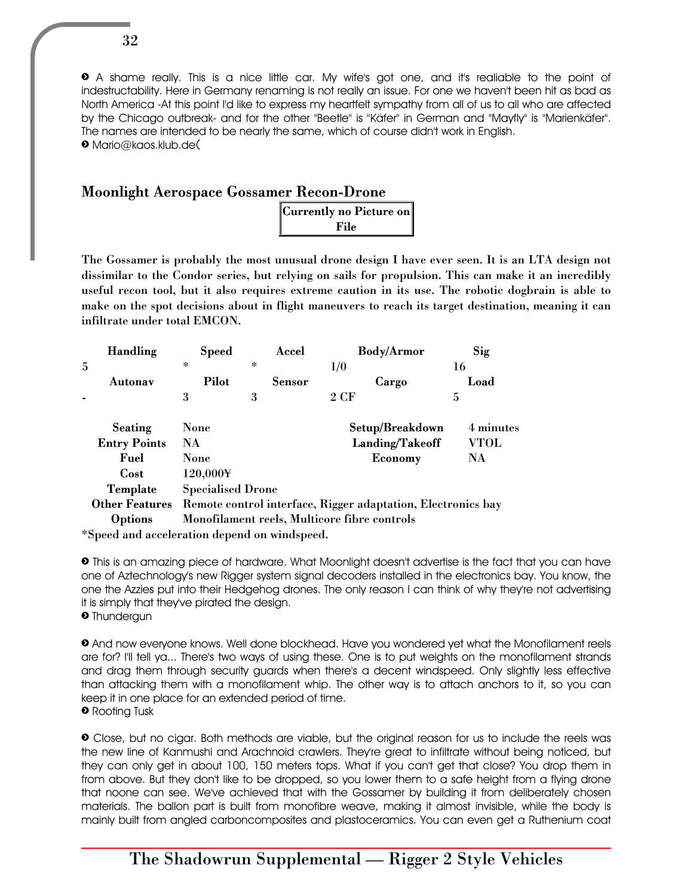❯ A shame really. This is a nice little car. My wife's got one, and it's realiable to the point of indestructability. Here in Germany renaming is not really an issue. For one we haven't been hit as bad as North America -At this point I'd like to express my heartfelt sympathy from all of us to all who are affected by the Chicago outbreak- and for the other "Beetle" is "Käfer" in German and "Mayfly" is "Marienkäfer". The names are intended to be nearly the same, which of course didn't work in English.
❯ Mario@kaos.klub.de(

## Moonlight Aerospace Gossamer Recon-Drone

Currently no Picture on File

**The Gossamer is probably the most unusual drone design I have ever seen. It is an LTA design not dissimilar to the Condor series, but relying on sails for propulsion. This can make it an incredibly useful recon tool, but it also requires extreme caution in its use. The robotic dogbrain is able to make on the spot decisions about in flight maneuvers to reach its target destination, meaning it can infiltrate under total EMCON.**

| Handling | Speed | Accel | Body/Armor | Sig |
|---|---|---|---|---|
| 5 | * | * | 1/0 | 16 |
| **Autonav** | **Pilot** | **Sensor** | **Cargo** | **Load** |
| - | 3 | 3 | 2 CF | 5 |

| | | | |
|---|---|---|---|
| **Seating** | None | **Setup/Breakdown** | 4 minutes |
| **Entry Points** | NA | **Landing/Takeoff** | VTOL |
| **Fuel** | None | **Economy** | NA |
| **Cost** | 120,000¥ | | |
| **Template** | Specialised Drone | | |
| **Other Features** | Remote control interface, Rigger adaptation, Electronics bay | | |
| **Options** | Monofilament reels, Multicore fibre controls | | |

*Speed and acceleration depend on windspeed.

❯ This is an amazing piece of hardware. What Moonlight doesn't advertise is the fact that you can have one of Aztechnology's new Rigger system signal decoders installed in the electronics bay. You know, the one the Azzies put into their Hedgehog drones. The only reason I can think of why they're not advertising it is simply that they've pirated the design.
❯ Thundergun

❯ And now everyone knows. Well done blockhead. Have you wondered yet what the Monofilament reels are for? I'll tell ya... There's two ways of using these. One is to put weights on the monofilament strands and drag them through security guards when there's a decent windspeed. Only slightly less effective than attacking them with a monofilament whip. The other way is to attach anchors to it, so you can keep it in one place for an extended period of time.
❯ Rooting Tusk

❯ Close, but no cigar. Both methods are viable, but the original reason for us to include the reels was the new line of Kanmushi and Arachnoid crawlers. They're great to infiltrate without being noticed, but they can only get in about 100, 150 meters tops. What if you can't get that close? You drop them in from above. But they don't like to be dropped, so you lower them to a safe height from a flying drone that noone can see. We've achieved that with the Gossamer by building it from deliberately chosen materials. The ballon part is built from monofibre weave, making it almost invisible, while the body is mainly built from angled carboncomposites and plastoceramics. You can even get a Ruthenium coat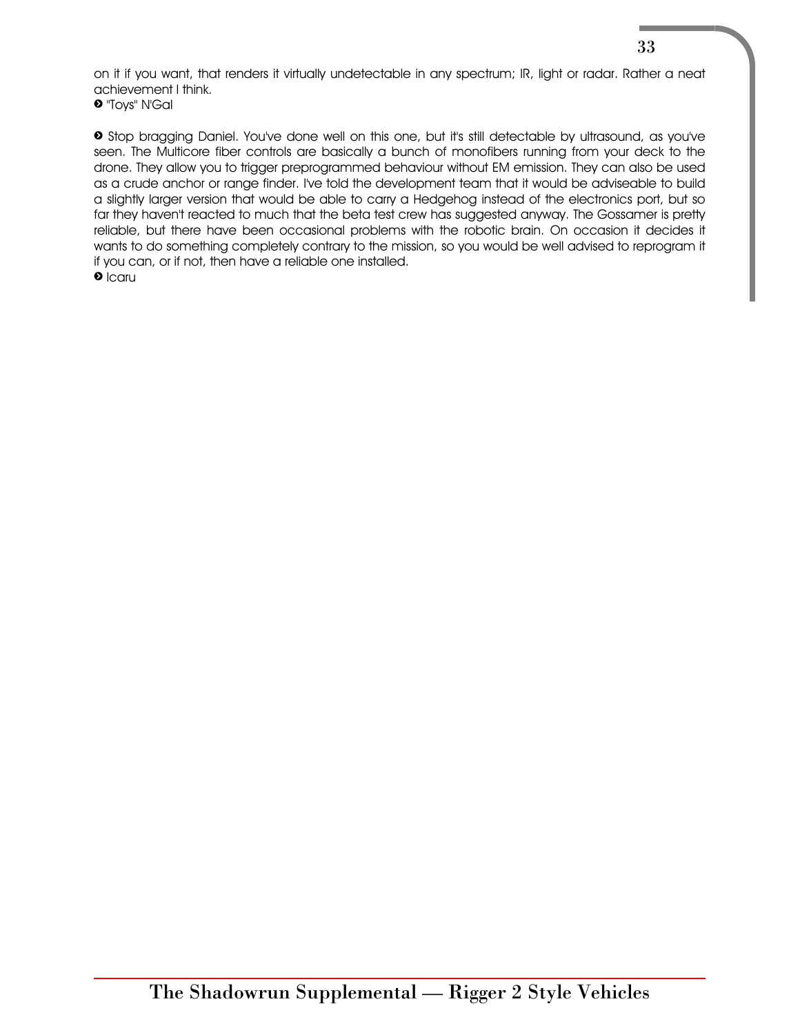on it if you want, that renders it virtually undetectable in any spectrum; IR, light or radar. Rather a neat achievement I think.
➋ "Toys" N'Gal

➋ Stop bragging Daniel. You've done well on this one, but it's still detectable by ultrasound, as you've seen. The Multicore fiber controls are basically a bunch of monofibers running from your deck to the drone. They allow you to trigger preprogrammed behaviour without EM emission. They can also be used as a crude anchor or range finder. I've told the development team that it would be adviseable to build a slightly larger version that would be able to carry a Hedgehog instead of the electronics port, but so far they haven't reacted to much that the beta test crew has suggested anyway. The Gossamer is pretty reliable, but there have been occasional problems with the robotic brain. On occasion it decides it wants to do something completely contrary to the mission, so you would be well advised to reprogram it if you can, or if not, then have a reliable one installed.
➋ Icaru